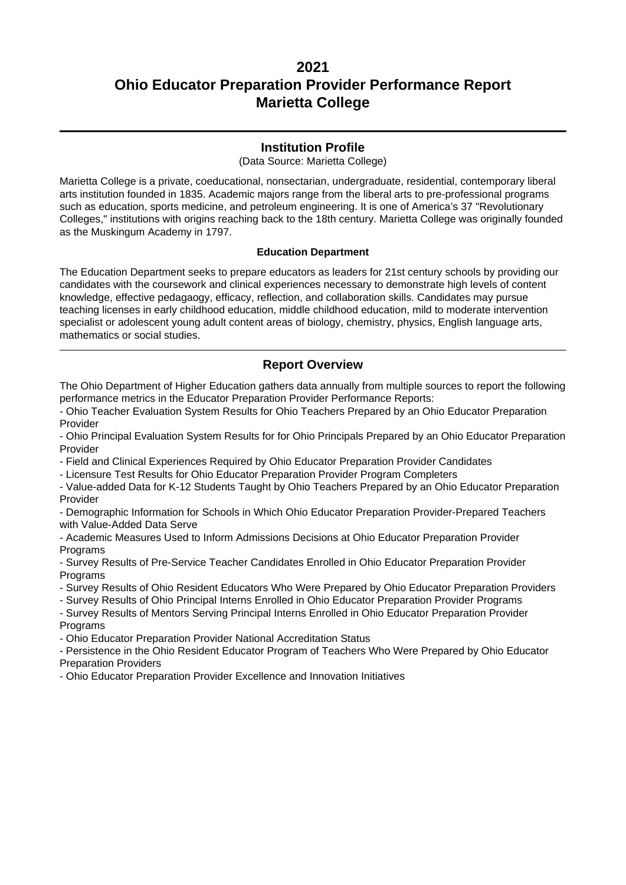# 2021
# Ohio Educator Preparation Provider Performance Report
# Marietta College

---

## Institution Profile

(Data Source: Marietta College)

Marietta College is a private, coeducational, nonsectarian, undergraduate, residential, contemporary liberal arts institution founded in 1835. Academic majors range from the liberal arts to pre-professional programs such as education, sports medicine, and petroleum engineering. It is one of America's 37 "Revolutionary Colleges," institutions with origins reaching back to the 18th century. Marietta College was originally founded as the Muskingum Academy in 1797.

### Education Department

The Education Department seeks to prepare educators as leaders for 21st century schools by providing our candidates with the coursework and clinical experiences necessary to demonstrate high levels of content knowledge, effective pedagaogy, efficacy, reflection, and collaboration skills. Candidates may pursue teaching licenses in early childhood education, middle childhood education, mild to moderate intervention specialist or adolescent young adult content areas of biology, chemistry, physics, English language arts, mathematics or social studies.

---

## Report Overview

The Ohio Department of Higher Education gathers data annually from multiple sources to report the following performance metrics in the Educator Preparation Provider Performance Reports:

- Ohio Teacher Evaluation System Results for Ohio Teachers Prepared by an Ohio Educator Preparation Provider
- Ohio Principal Evaluation System Results for for Ohio Principals Prepared by an Ohio Educator Preparation Provider
- Field and Clinical Experiences Required by Ohio Educator Preparation Provider Candidates
- Licensure Test Results for Ohio Educator Preparation Provider Program Completers
- Value-added Data for K-12 Students Taught by Ohio Teachers Prepared by an Ohio Educator Preparation Provider
- Demographic Information for Schools in Which Ohio Educator Preparation Provider-Prepared Teachers with Value-Added Data Serve
- Academic Measures Used to Inform Admissions Decisions at Ohio Educator Preparation Provider Programs
- Survey Results of Pre-Service Teacher Candidates Enrolled in Ohio Educator Preparation Provider Programs
- Survey Results of Ohio Resident Educators Who Were Prepared by Ohio Educator Preparation Providers
- Survey Results of Ohio Principal Interns Enrolled in Ohio Educator Preparation Provider Programs
- Survey Results of Mentors Serving Principal Interns Enrolled in Ohio Educator Preparation Provider Programs
- Ohio Educator Preparation Provider National Accreditation Status
- Persistence in the Ohio Resident Educator Program of Teachers Who Were Prepared by Ohio Educator Preparation Providers
- Ohio Educator Preparation Provider Excellence and Innovation Initiatives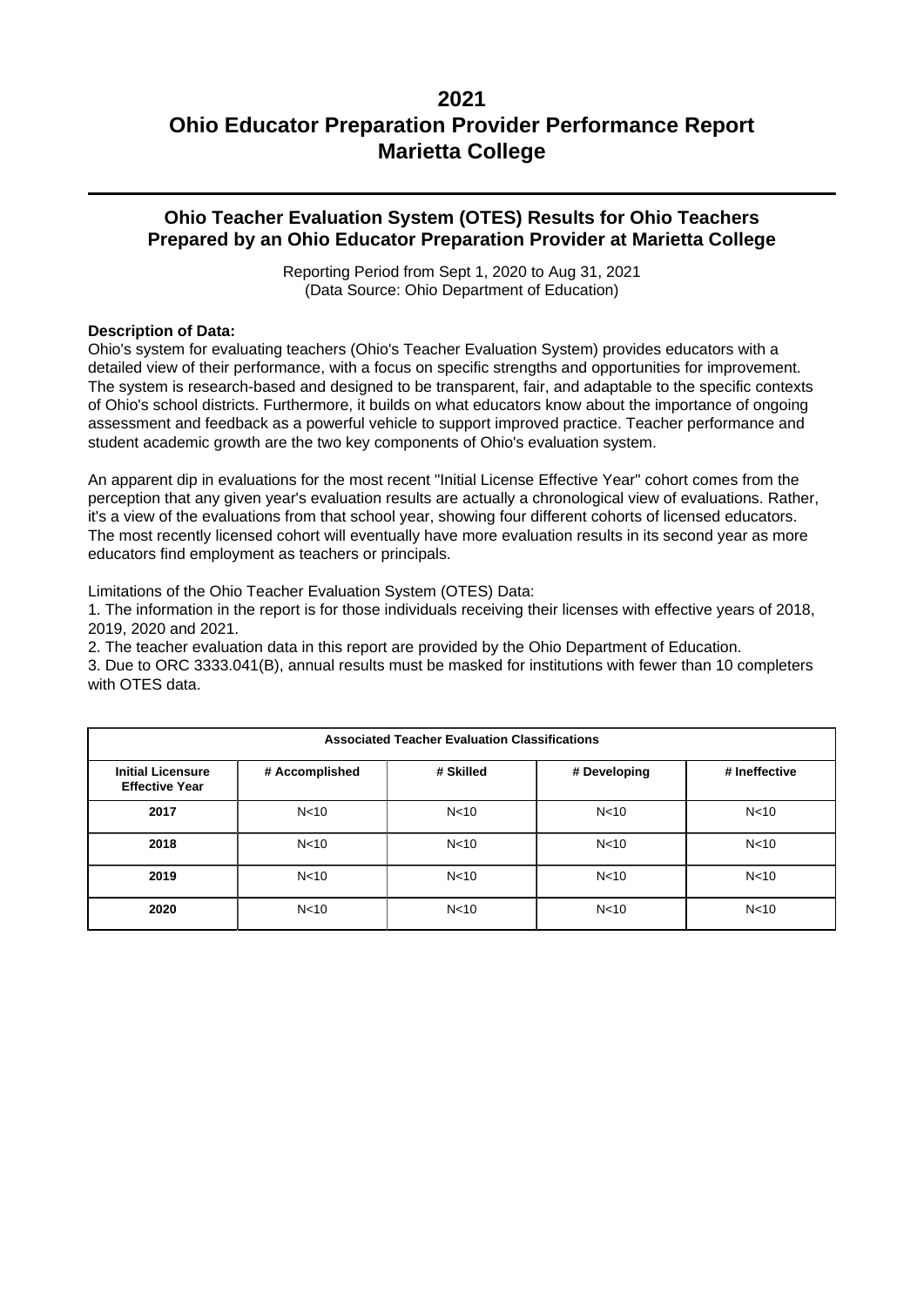# 2021
# Ohio Educator Preparation Provider Performance Report
# Marietta College

## Ohio Teacher Evaluation System (OTES) Results for Ohio Teachers Prepared by an Ohio Educator Preparation Provider at Marietta College

Reporting Period from Sept 1, 2020 to Aug 31, 2021
(Data Source: Ohio Department of Education)

**Description of Data:**

Ohio's system for evaluating teachers (Ohio's Teacher Evaluation System) provides educators with a detailed view of their performance, with a focus on specific strengths and opportunities for improvement. The system is research-based and designed to be transparent, fair, and adaptable to the specific contexts of Ohio's school districts. Furthermore, it builds on what educators know about the importance of ongoing assessment and feedback as a powerful vehicle to support improved practice. Teacher performance and student academic growth are the two key components of Ohio's evaluation system.

An apparent dip in evaluations for the most recent "Initial License Effective Year" cohort comes from the perception that any given year's evaluation results are actually a chronological view of evaluations. Rather, it's a view of the evaluations from that school year, showing four different cohorts of licensed educators. The most recently licensed cohort will eventually have more evaluation results in its second year as more educators find employment as teachers or principals.

Limitations of the Ohio Teacher Evaluation System (OTES) Data:

1. The information in the report is for those individuals receiving their licenses with effective years of 2018, 2019, 2020 and 2021.
2. The teacher evaluation data in this report are provided by the Ohio Department of Education.
3. Due to ORC 3333.041(B), annual results must be masked for institutions with fewer than 10 completers with OTES data.

| Associated Teacher Evaluation Classifications | | | | |
|---|---|---|---|---|
| **Initial Licensure Effective Year** | **# Accomplished** | **# Skilled** | **# Developing** | **# Ineffective** |
| **2017** | N<10 | N<10 | N<10 | N<10 |
| **2018** | N<10 | N<10 | N<10 | N<10 |
| **2019** | N<10 | N<10 | N<10 | N<10 |
| **2020** | N<10 | N<10 | N<10 | N<10 |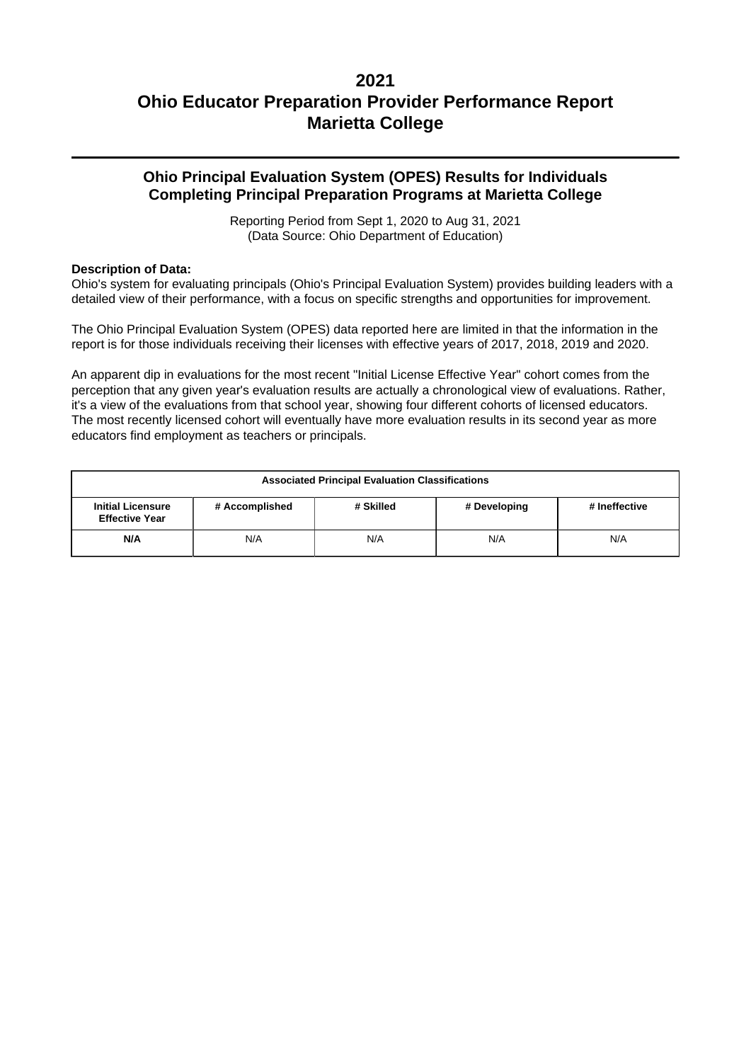# 2021
# Ohio Educator Preparation Provider Performance Report
# Marietta College

## Ohio Principal Evaluation System (OPES) Results for Individuals Completing Principal Preparation Programs at Marietta College

Reporting Period from Sept 1, 2020 to Aug 31, 2021
(Data Source: Ohio Department of Education)

**Description of Data:**

Ohio's system for evaluating principals (Ohio's Principal Evaluation System) provides building leaders with a detailed view of their performance, with a focus on specific strengths and opportunities for improvement.

The Ohio Principal Evaluation System (OPES) data reported here are limited in that the information in the report is for those individuals receiving their licenses with effective years of 2017, 2018, 2019 and 2020.

An apparent dip in evaluations for the most recent "Initial License Effective Year" cohort comes from the perception that any given year's evaluation results are actually a chronological view of evaluations. Rather, it's a view of the evaluations from that school year, showing four different cohorts of licensed educators. The most recently licensed cohort will eventually have more evaluation results in its second year as more educators find employment as teachers or principals.

| Associated Principal Evaluation Classifications | | | | |
|---|---|---|---|---|
| **Initial Licensure Effective Year** | **# Accomplished** | **# Skilled** | **# Developing** | **# Ineffective** |
| **N/A** | N/A | N/A | N/A | N/A |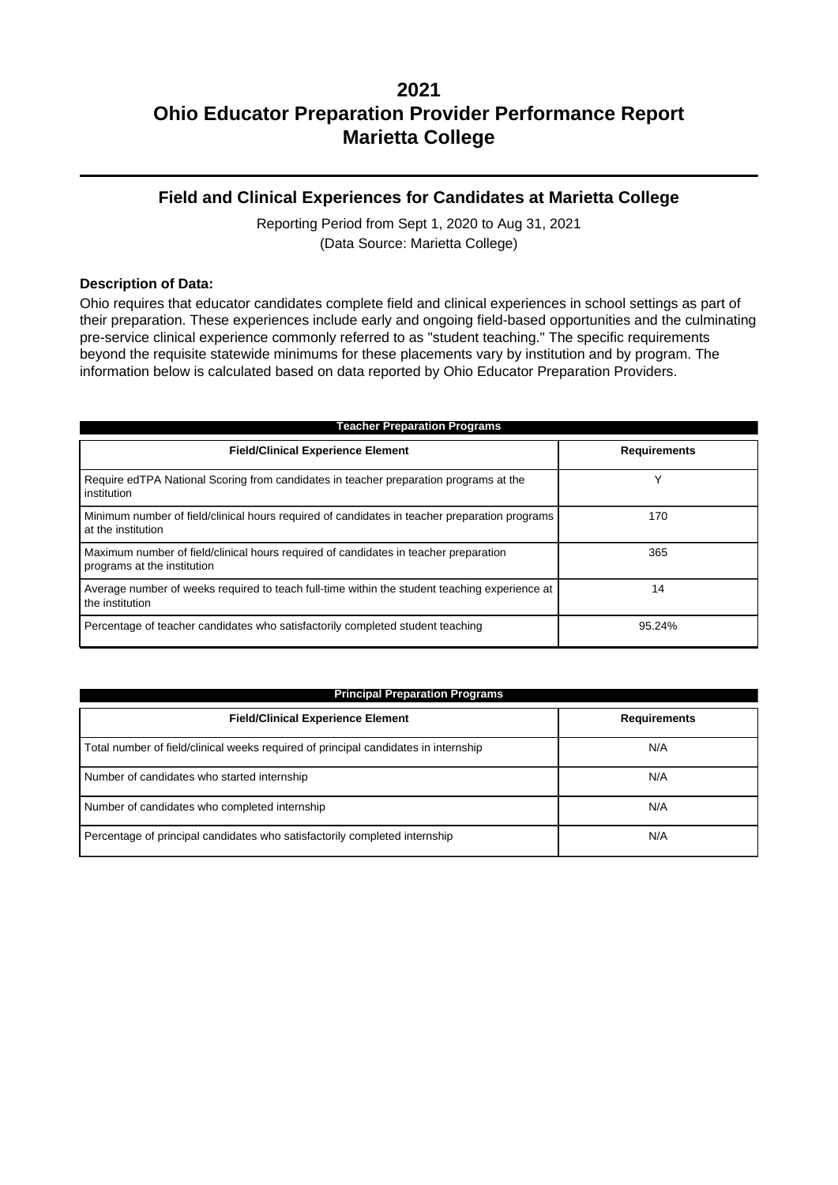# 2021
# Ohio Educator Preparation Provider Performance Report
# Marietta College

## Field and Clinical Experiences for Candidates at Marietta College

Reporting Period from Sept 1, 2020 to Aug 31, 2021
(Data Source: Marietta College)

**Description of Data:**

Ohio requires that educator candidates complete field and clinical experiences in school settings as part of their preparation. These experiences include early and ongoing field-based opportunities and the culminating pre-service clinical experience commonly referred to as "student teaching." The specific requirements beyond the requisite statewide minimums for these placements vary by institution and by program. The information below is calculated based on data reported by Ohio Educator Preparation Providers.

**Teacher Preparation Programs**

| Field/Clinical Experience Element | Requirements |
|---|---|
| Require edTPA National Scoring from candidates in teacher preparation programs at the institution | Y |
| Minimum number of field/clinical hours required of candidates in teacher preparation programs at the institution | 170 |
| Maximum number of field/clinical hours required of candidates in teacher preparation programs at the institution | 365 |
| Average number of weeks required to teach full-time within the student teaching experience at the institution | 14 |
| Percentage of teacher candidates who satisfactorily completed student teaching | 95.24% |

**Principal Preparation Programs**

| Field/Clinical Experience Element | Requirements |
|---|---|
| Total number of field/clinical weeks required of principal candidates in internship | N/A |
| Number of candidates who started internship | N/A |
| Number of candidates who completed internship | N/A |
| Percentage of principal candidates who satisfactorily completed internship | N/A |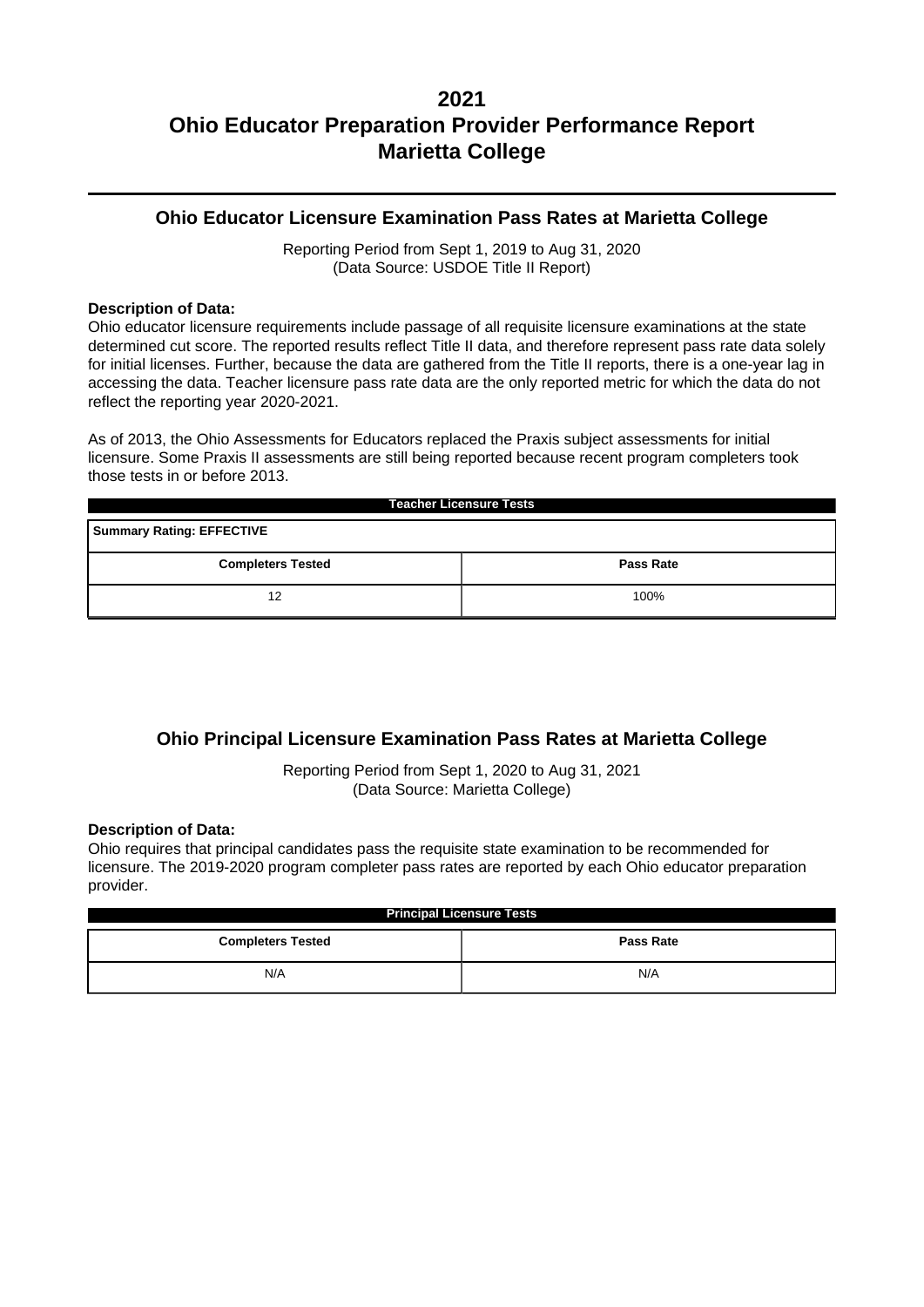# 2021
# Ohio Educator Preparation Provider Performance Report
# Marietta College

---

## Ohio Educator Licensure Examination Pass Rates at Marietta College

Reporting Period from Sept 1, 2019 to Aug 31, 2020
(Data Source: USDOE Title II Report)

**Description of Data:**
Ohio educator licensure requirements include passage of all requisite licensure examinations at the state determined cut score. The reported results reflect Title II data, and therefore represent pass rate data solely for initial licenses. Further, because the data are gathered from the Title II reports, there is a one-year lag in accessing the data. Teacher licensure pass rate data are the only reported metric for which the data do not reflect the reporting year 2020-2021.

As of 2013, the Ohio Assessments for Educators replaced the Praxis subject assessments for initial licensure. Some Praxis II assessments are still being reported because recent program completers took those tests in or before 2013.

**Teacher Licensure Tests**

**Summary Rating: EFFECTIVE**

| Completers Tested | Pass Rate |
| --- | --- |
| 12 | 100% |

## Ohio Principal Licensure Examination Pass Rates at Marietta College

Reporting Period from Sept 1, 2020 to Aug 31, 2021
(Data Source: Marietta College)

**Description of Data:**
Ohio requires that principal candidates pass the requisite state examination to be recommended for licensure. The 2019-2020 program completer pass rates are reported by each Ohio educator preparation provider.

**Principal Licensure Tests**

| Completers Tested | Pass Rate |
| --- | --- |
| N/A | N/A |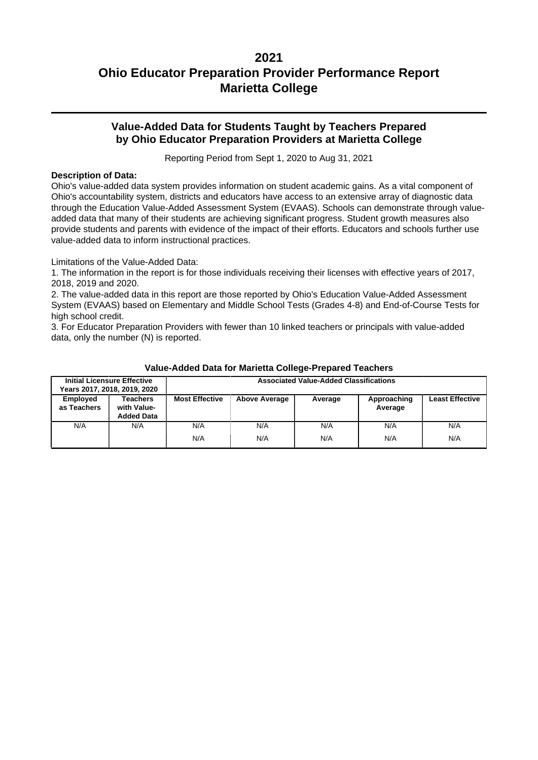# 2021
# Ohio Educator Preparation Provider Performance Report
# Marietta College

## Value-Added Data for Students Taught by Teachers Prepared by Ohio Educator Preparation Providers at Marietta College

Reporting Period from Sept 1, 2020 to Aug 31, 2021

**Description of Data:**

Ohio's value-added data system provides information on student academic gains. As a vital component of Ohio's accountability system, districts and educators have access to an extensive array of diagnostic data through the Education Value-Added Assessment System (EVAAS). Schools can demonstrate through value-added data that many of their students are achieving significant progress. Student growth measures also provide students and parents with evidence of the impact of their efforts. Educators and schools further use value-added data to inform instructional practices.

Limitations of the Value-Added Data:

1. The information in the report is for those individuals receiving their licenses with effective years of 2017, 2018, 2019 and 2020.
2. The value-added data in this report are those reported by Ohio's Education Value-Added Assessment System (EVAAS) based on Elementary and Middle School Tests (Grades 4-8) and End-of-Course Tests for high school credit.
3. For Educator Preparation Providers with fewer than 10 linked teachers or principals with value-added data, only the number (N) is reported.

**Value-Added Data for Marietta College-Prepared Teachers**

| Initial Licensure Effective Years 2017, 2018, 2019, 2020 | | Associated Value-Added Classifications | | | | |
|---|---|---|---|---|---|---|
| **Employed as Teachers** | **Teachers with Value-Added Data** | **Most Effective** | **Above Average** | **Average** | **Approaching Average** | **Least Effective** |
| N/A | N/A | N/A | N/A | N/A | N/A | N/A |
| | | N/A | N/A | N/A | N/A | N/A |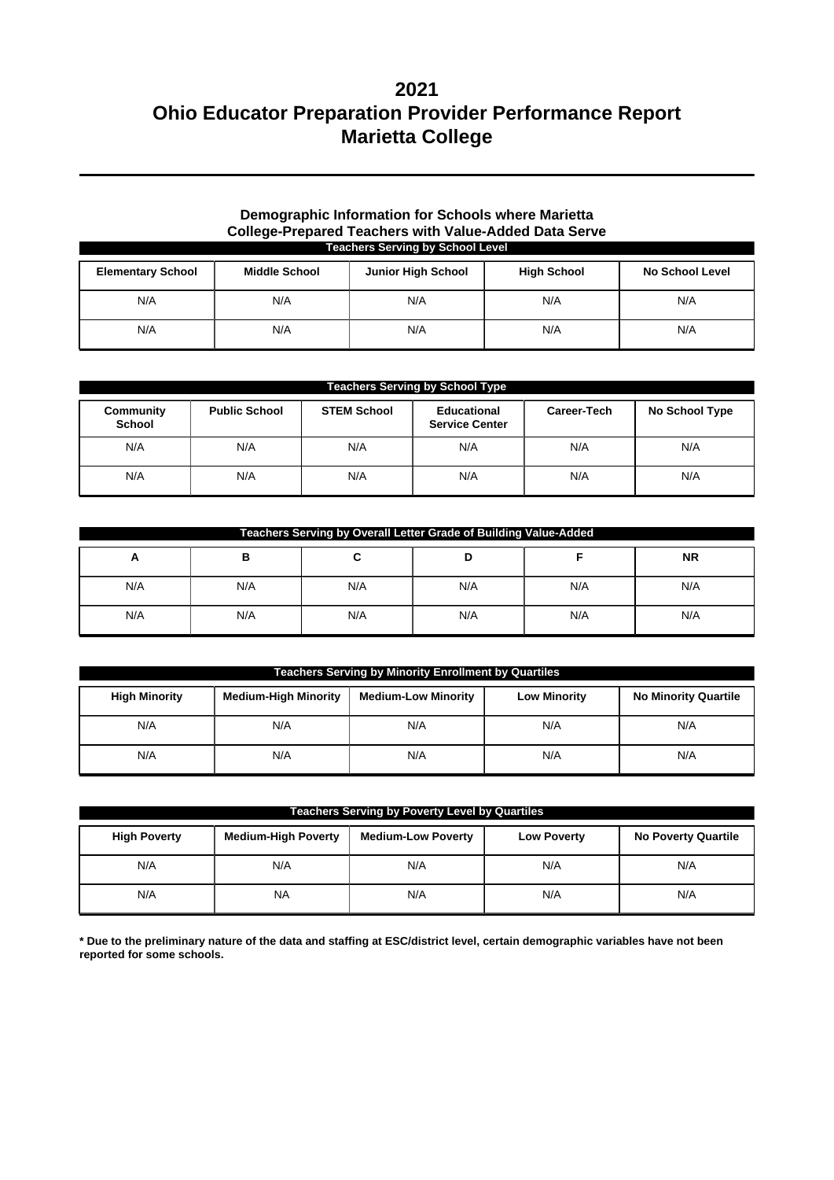# 2021
# Ohio Educator Preparation Provider Performance Report
# Marietta College

### Demographic Information for Schools where Marietta College-Prepared Teachers with Value-Added Data Serve

| Teachers Serving by School Level | | | | |
|---|---|---|---|---|
| **Elementary School** | **Middle School** | **Junior High School** | **High School** | **No School Level** |
| N/A | N/A | N/A | N/A | N/A |
| N/A | N/A | N/A | N/A | N/A |

| Teachers Serving by School Type | | | | | |
|---|---|---|---|---|---|
| **Community School** | **Public School** | **STEM School** | **Educational Service Center** | **Career-Tech** | **No School Type** |
| N/A | N/A | N/A | N/A | N/A | N/A |
| N/A | N/A | N/A | N/A | N/A | N/A |

| Teachers Serving by Overall Letter Grade of Building Value-Added | | | | | |
|---|---|---|---|---|---|
| **A** | **B** | **C** | **D** | **F** | **NR** |
| N/A | N/A | N/A | N/A | N/A | N/A |
| N/A | N/A | N/A | N/A | N/A | N/A |

| Teachers Serving by Minority Enrollment by Quartiles | | | | |
|---|---|---|---|---|
| **High Minority** | **Medium-High Minority** | **Medium-Low Minority** | **Low Minority** | **No Minority Quartile** |
| N/A | N/A | N/A | N/A | N/A |
| N/A | N/A | N/A | N/A | N/A |

| Teachers Serving by Poverty Level by Quartiles | | | | |
|---|---|---|---|---|
| **High Poverty** | **Medium-High Poverty** | **Medium-Low Poverty** | **Low Poverty** | **No Poverty Quartile** |
| N/A | N/A | N/A | N/A | N/A |
| N/A | NA | N/A | N/A | N/A |

**\* Due to the preliminary nature of the data and staffing at ESC/district level, certain demographic variables have not been reported for some schools.**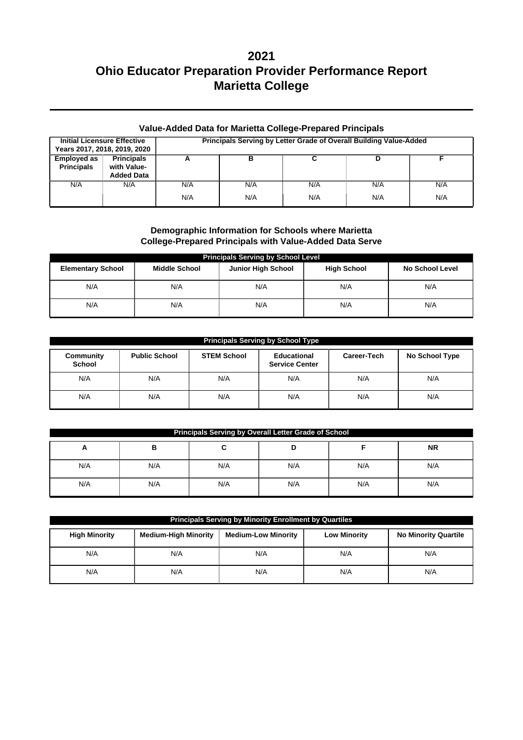# 2021
# Ohio Educator Preparation Provider Performance Report
# Marietta College

### Value-Added Data for Marietta College-Prepared Principals

| Initial Licensure Effective Years 2017, 2018, 2019, 2020 | | Principals Serving by Letter Grade of Overall Building Value-Added | | | | |
|---|---|---|---|---|---|---|
| **Employed as Principals** | **Principals with Value-Added Data** | **A** | **B** | **C** | **D** | **F** |
| N/A | N/A | N/A | N/A | N/A | N/A | N/A |
| | | N/A | N/A | N/A | N/A | N/A |

### Demographic Information for Schools where Marietta College-Prepared Principals with Value-Added Data Serve

| Principals Serving by School Level | | | | |
|---|---|---|---|---|
| **Elementary School** | **Middle School** | **Junior High School** | **High School** | **No School Level** |
| N/A | N/A | N/A | N/A | N/A |
| N/A | N/A | N/A | N/A | N/A |

| Principals Serving by School Type | | | | | |
|---|---|---|---|---|---|
| **Community School** | **Public School** | **STEM School** | **Educational Service Center** | **Career-Tech** | **No School Type** |
| N/A | N/A | N/A | N/A | N/A | N/A |
| N/A | N/A | N/A | N/A | N/A | N/A |

| Principals Serving by Overall Letter Grade of School | | | | | |
|---|---|---|---|---|---|
| **A** | **B** | **C** | **D** | **F** | **NR** |
| N/A | N/A | N/A | N/A | N/A | N/A |
| N/A | N/A | N/A | N/A | N/A | N/A |

| Principals Serving by Minority Enrollment by Quartiles | | | | |
|---|---|---|---|---|
| **High Minority** | **Medium-High Minority** | **Medium-Low Minority** | **Low Minority** | **No Minority Quartile** |
| N/A | N/A | N/A | N/A | N/A |
| N/A | N/A | N/A | N/A | N/A |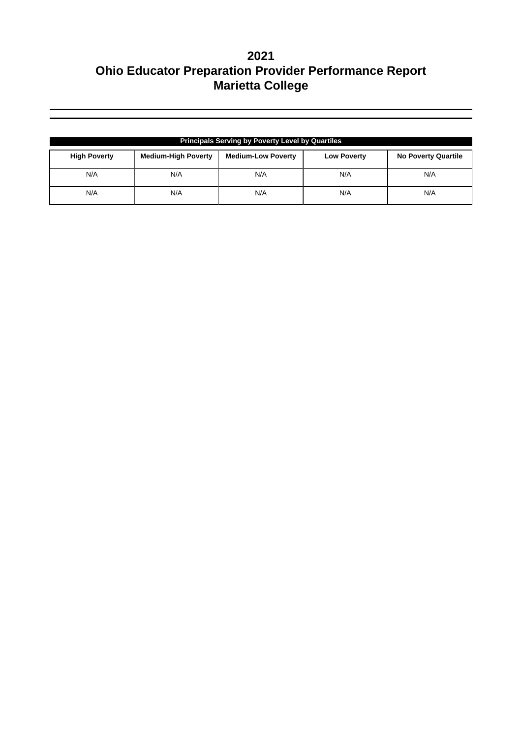# 2021
# Ohio Educator Preparation Provider Performance Report
# Marietta College

| Principals Serving by Poverty Level by Quartiles | | | | |
|---|---|---|---|---|
| **High Poverty** | **Medium-High Poverty** | **Medium-Low Poverty** | **Low Poverty** | **No Poverty Quartile** |
| N/A | N/A | N/A | N/A | N/A |
| N/A | N/A | N/A | N/A | N/A |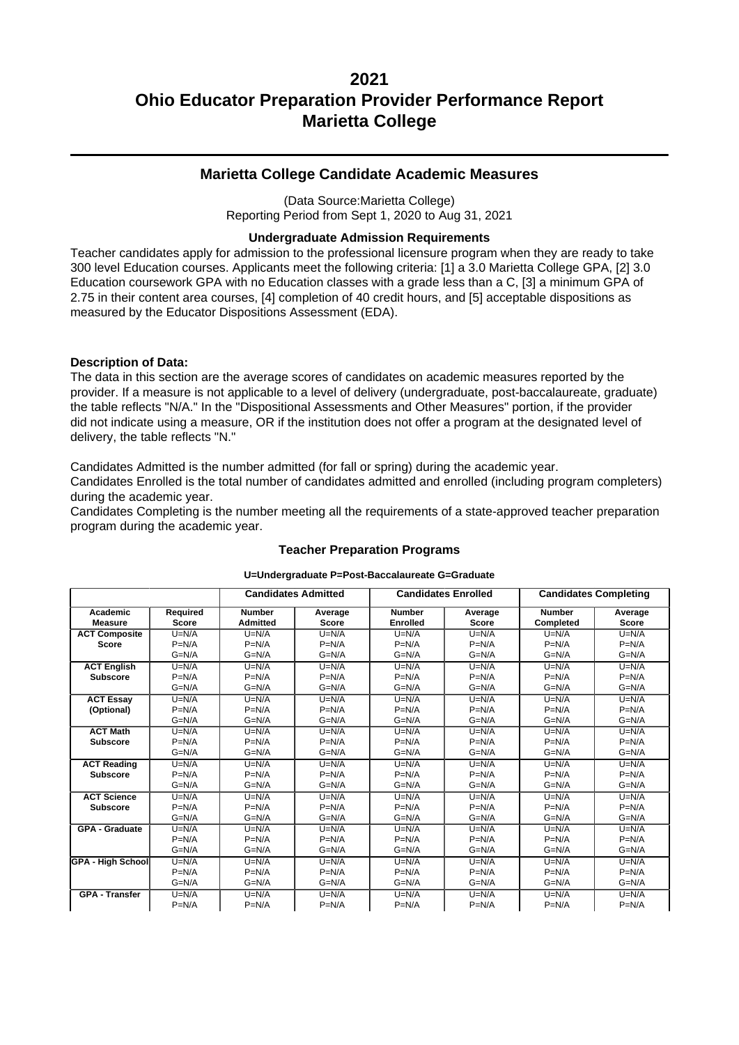# 2021
# Ohio Educator Preparation Provider Performance Report
# Marietta College

## Marietta College Candidate Academic Measures

(Data Source:Marietta College)
Reporting Period from Sept 1, 2020 to Aug 31, 2021

### Undergraduate Admission Requirements

Teacher candidates apply for admission to the professional licensure program when they are ready to take 300 level Education courses. Applicants meet the following criteria: [1] a 3.0 Marietta College GPA, [2] 3.0 Education coursework GPA with no Education classes with a grade less than a C, [3] a minimum GPA of 2.75 in their content area courses, [4] completion of 40 credit hours, and [5] acceptable dispositions as measured by the Educator Dispositions Assessment (EDA).

**Description of Data:**

The data in this section are the average scores of candidates on academic measures reported by the provider. If a measure is not applicable to a level of delivery (undergraduate, post-baccalaureate, graduate) the table reflects "N/A." In the "Dispositional Assessments and Other Measures" portion, if the provider did not indicate using a measure, OR if the institution does not offer a program at the designated level of delivery, the table reflects "N."

Candidates Admitted is the number admitted (for fall or spring) during the academic year.
Candidates Enrolled is the total number of candidates admitted and enrolled (including program completers) during the academic year.
Candidates Completing is the number meeting all the requirements of a state-approved teacher preparation program during the academic year.

### Teacher Preparation Programs

**U=Undergraduate P=Post-Baccalaureate G=Graduate**

| | | Candidates Admitted | | Candidates Enrolled | | Candidates Completing | |
|---|---|---|---|---|---|---|---|
| **Academic Measure** | **Required Score** | **Number Admitted** | **Average Score** | **Number Enrolled** | **Average Score** | **Number Completed** | **Average Score** |
| **ACT Composite Score** | U=N/A<br>P=N/A<br>G=N/A | U=N/A<br>P=N/A<br>G=N/A | U=N/A<br>P=N/A<br>G=N/A | U=N/A<br>P=N/A<br>G=N/A | U=N/A<br>P=N/A<br>G=N/A | U=N/A<br>P=N/A<br>G=N/A | U=N/A<br>P=N/A<br>G=N/A |
| **ACT English Subscore** | U=N/A<br>P=N/A<br>G=N/A | U=N/A<br>P=N/A<br>G=N/A | U=N/A<br>P=N/A<br>G=N/A | U=N/A<br>P=N/A<br>G=N/A | U=N/A<br>P=N/A<br>G=N/A | U=N/A<br>P=N/A<br>G=N/A | U=N/A<br>P=N/A<br>G=N/A |
| **ACT Essay (Optional)** | U=N/A<br>P=N/A<br>G=N/A | U=N/A<br>P=N/A<br>G=N/A | U=N/A<br>P=N/A<br>G=N/A | U=N/A<br>P=N/A<br>G=N/A | U=N/A<br>P=N/A<br>G=N/A | U=N/A<br>P=N/A<br>G=N/A | U=N/A<br>P=N/A<br>G=N/A |
| **ACT Math Subscore** | U=N/A<br>P=N/A<br>G=N/A | U=N/A<br>P=N/A<br>G=N/A | U=N/A<br>P=N/A<br>G=N/A | U=N/A<br>P=N/A<br>G=N/A | U=N/A<br>P=N/A<br>G=N/A | U=N/A<br>P=N/A<br>G=N/A | U=N/A<br>P=N/A<br>G=N/A |
| **ACT Reading Subscore** | U=N/A<br>P=N/A<br>G=N/A | U=N/A<br>P=N/A<br>G=N/A | U=N/A<br>P=N/A<br>G=N/A | U=N/A<br>P=N/A<br>G=N/A | U=N/A<br>P=N/A<br>G=N/A | U=N/A<br>P=N/A<br>G=N/A | U=N/A<br>P=N/A<br>G=N/A |
| **ACT Science Subscore** | U=N/A<br>P=N/A<br>G=N/A | U=N/A<br>P=N/A<br>G=N/A | U=N/A<br>P=N/A<br>G=N/A | U=N/A<br>P=N/A<br>G=N/A | U=N/A<br>P=N/A<br>G=N/A | U=N/A<br>P=N/A<br>G=N/A | U=N/A<br>P=N/A<br>G=N/A |
| **GPA - Graduate** | U=N/A<br>P=N/A<br>G=N/A | U=N/A<br>P=N/A<br>G=N/A | U=N/A<br>P=N/A<br>G=N/A | U=N/A<br>P=N/A<br>G=N/A | U=N/A<br>P=N/A<br>G=N/A | U=N/A<br>P=N/A<br>G=N/A | U=N/A<br>P=N/A<br>G=N/A |
| **GPA - High School** | U=N/A<br>P=N/A<br>G=N/A | U=N/A<br>P=N/A<br>G=N/A | U=N/A<br>P=N/A<br>G=N/A | U=N/A<br>P=N/A<br>G=N/A | U=N/A<br>P=N/A<br>G=N/A | U=N/A<br>P=N/A<br>G=N/A | U=N/A<br>P=N/A<br>G=N/A |
| **GPA - Transfer** | U=N/A<br>P=N/A | U=N/A<br>P=N/A | U=N/A<br>P=N/A | U=N/A<br>P=N/A | U=N/A<br>P=N/A | U=N/A<br>P=N/A | U=N/A<br>P=N/A |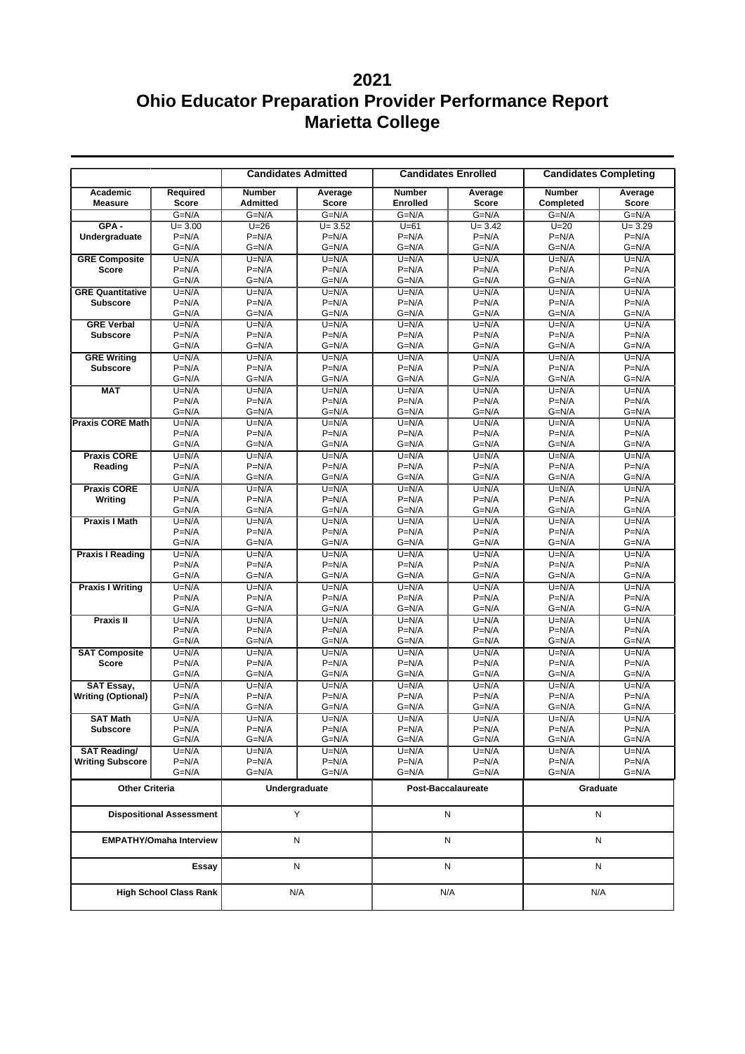# 2021
# Ohio Educator Preparation Provider Performance Report
# Marietta College

| | | Candidates Admitted | | Candidates Enrolled | | Candidates Completing | |
|---|---|---|---|---|---|---|---|
| **Academic Measure** | **Required Score** | **Number Admitted** | **Average Score** | **Number Enrolled** | **Average Score** | **Number Completed** | **Average Score** |
| **GPA - Undergraduate** | G=N/A<br>U= 3.00<br>P=N/A | G=N/A<br>U=26<br>P=N/A | G=N/A<br>U= 3.52<br>P=N/A | G=N/A<br>U=61<br>P=N/A | G=N/A<br>U= 3.42<br>P=N/A | G=N/A<br>U=20<br>P=N/A | G=N/A<br>U= 3.29<br>P=N/A |
| **GRE Composite Score** | G=N/A<br>U=N/A<br>P=N/A | G=N/A<br>U=N/A<br>P=N/A | G=N/A<br>U=N/A<br>P=N/A | G=N/A<br>U=N/A<br>P=N/A | G=N/A<br>U=N/A<br>P=N/A | G=N/A<br>U=N/A<br>P=N/A | G=N/A<br>U=N/A<br>P=N/A |
| **GRE Quantitative Subscore** | G=N/A<br>U=N/A<br>P=N/A | G=N/A<br>U=N/A<br>P=N/A | G=N/A<br>U=N/A<br>P=N/A | G=N/A<br>U=N/A<br>P=N/A | G=N/A<br>U=N/A<br>P=N/A | G=N/A<br>U=N/A<br>P=N/A | G=N/A<br>U=N/A<br>P=N/A |
| **GRE Verbal Subscore** | G=N/A<br>U=N/A<br>P=N/A | G=N/A<br>U=N/A<br>P=N/A | G=N/A<br>U=N/A<br>P=N/A | G=N/A<br>U=N/A<br>P=N/A | G=N/A<br>U=N/A<br>P=N/A | G=N/A<br>U=N/A<br>P=N/A | G=N/A<br>U=N/A<br>P=N/A |
| **GRE Writing Subscore** | G=N/A<br>U=N/A<br>P=N/A | G=N/A<br>U=N/A<br>P=N/A | G=N/A<br>U=N/A<br>P=N/A | G=N/A<br>U=N/A<br>P=N/A | G=N/A<br>U=N/A<br>P=N/A | G=N/A<br>U=N/A<br>P=N/A | G=N/A<br>U=N/A<br>P=N/A |
| **MAT** | G=N/A<br>U=N/A<br>P=N/A | G=N/A<br>U=N/A<br>P=N/A | G=N/A<br>U=N/A<br>P=N/A | G=N/A<br>U=N/A<br>P=N/A | G=N/A<br>U=N/A<br>P=N/A | G=N/A<br>U=N/A<br>P=N/A | G=N/A<br>U=N/A<br>P=N/A |
| **Praxis CORE Math** | G=N/A<br>U=N/A<br>P=N/A | G=N/A<br>U=N/A<br>P=N/A | G=N/A<br>U=N/A<br>P=N/A | G=N/A<br>U=N/A<br>P=N/A | G=N/A<br>U=N/A<br>P=N/A | G=N/A<br>U=N/A<br>P=N/A | G=N/A<br>U=N/A<br>P=N/A |
| **Praxis CORE Reading** | G=N/A<br>U=N/A<br>P=N/A | G=N/A<br>U=N/A<br>P=N/A | G=N/A<br>U=N/A<br>P=N/A | G=N/A<br>U=N/A<br>P=N/A | G=N/A<br>U=N/A<br>P=N/A | G=N/A<br>U=N/A<br>P=N/A | G=N/A<br>U=N/A<br>P=N/A |
| **Praxis CORE Writing** | G=N/A<br>U=N/A<br>P=N/A | G=N/A<br>U=N/A<br>P=N/A | G=N/A<br>U=N/A<br>P=N/A | G=N/A<br>U=N/A<br>P=N/A | G=N/A<br>U=N/A<br>P=N/A | G=N/A<br>U=N/A<br>P=N/A | G=N/A<br>U=N/A<br>P=N/A |
| **Praxis I Math** | G=N/A<br>U=N/A<br>P=N/A | G=N/A<br>U=N/A<br>P=N/A | G=N/A<br>U=N/A<br>P=N/A | G=N/A<br>U=N/A<br>P=N/A | G=N/A<br>U=N/A<br>P=N/A | G=N/A<br>U=N/A<br>P=N/A | G=N/A<br>U=N/A<br>P=N/A |
| **Praxis I Reading** | G=N/A<br>U=N/A<br>P=N/A | G=N/A<br>U=N/A<br>P=N/A | G=N/A<br>U=N/A<br>P=N/A | G=N/A<br>U=N/A<br>P=N/A | G=N/A<br>U=N/A<br>P=N/A | G=N/A<br>U=N/A<br>P=N/A | G=N/A<br>U=N/A<br>P=N/A |
| **Praxis I Writing** | G=N/A<br>U=N/A<br>P=N/A | G=N/A<br>U=N/A<br>P=N/A | G=N/A<br>U=N/A<br>P=N/A | G=N/A<br>U=N/A<br>P=N/A | G=N/A<br>U=N/A<br>P=N/A | G=N/A<br>U=N/A<br>P=N/A | G=N/A<br>U=N/A<br>P=N/A |
| **Praxis II** | G=N/A<br>U=N/A<br>P=N/A | G=N/A<br>U=N/A<br>P=N/A | G=N/A<br>U=N/A<br>P=N/A | G=N/A<br>U=N/A<br>P=N/A | G=N/A<br>U=N/A<br>P=N/A | G=N/A<br>U=N/A<br>P=N/A | G=N/A<br>U=N/A<br>P=N/A |
| **SAT Composite Score** | G=N/A<br>U=N/A<br>P=N/A | G=N/A<br>U=N/A<br>P=N/A | G=N/A<br>U=N/A<br>P=N/A | G=N/A<br>U=N/A<br>P=N/A | G=N/A<br>U=N/A<br>P=N/A | G=N/A<br>U=N/A<br>P=N/A | G=N/A<br>U=N/A<br>P=N/A |
| **SAT Essay, Writing (Optional)** | G=N/A<br>U=N/A<br>P=N/A | G=N/A<br>U=N/A<br>P=N/A | G=N/A<br>U=N/A<br>P=N/A | G=N/A<br>U=N/A<br>P=N/A | G=N/A<br>U=N/A<br>P=N/A | G=N/A<br>U=N/A<br>P=N/A | G=N/A<br>U=N/A<br>P=N/A |
| **SAT Math Subscore** | G=N/A<br>U=N/A<br>P=N/A | G=N/A<br>U=N/A<br>P=N/A | G=N/A<br>U=N/A<br>P=N/A | G=N/A<br>U=N/A<br>P=N/A | G=N/A<br>U=N/A<br>P=N/A | G=N/A<br>U=N/A<br>P=N/A | G=N/A<br>U=N/A<br>P=N/A |
| **SAT Reading/ Writing Subscore** | G=N/A<br>U=N/A<br>P=N/A | G=N/A<br>U=N/A<br>P=N/A | G=N/A<br>U=N/A<br>P=N/A | G=N/A<br>U=N/A<br>P=N/A | G=N/A<br>U=N/A<br>P=N/A | G=N/A<br>U=N/A<br>P=N/A | G=N/A<br>U=N/A<br>P=N/A |

| Other Criteria | Undergraduate | Post-Baccalaureate | Graduate |
|---|---|---|---|
| **Dispositional Assessment** | Y | N | N |
| **EMPATHY/Omaha Interview** | N | N | N |
| **Essay** | N | N | N |
| **High School Class Rank** | N/A | N/A | N/A |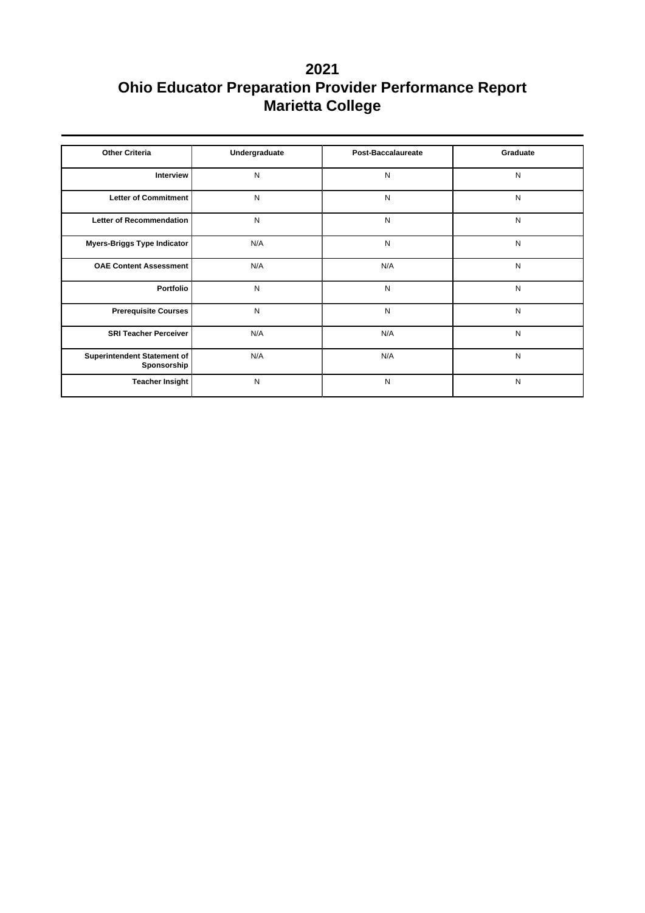# 2021
# Ohio Educator Preparation Provider Performance Report
# Marietta College

| Other Criteria | Undergraduate | Post-Baccalaureate | Graduate |
|---|---|---|---|
| Interview | N | N | N |
| Letter of Commitment | N | N | N |
| Letter of Recommendation | N | N | N |
| Myers-Briggs Type Indicator | N/A | N | N |
| OAE Content Assessment | N/A | N/A | N |
| Portfolio | N | N | N |
| Prerequisite Courses | N | N | N |
| SRI Teacher Perceiver | N/A | N/A | N |
| Superintendent Statement of Sponsorship | N/A | N/A | N |
| Teacher Insight | N | N | N |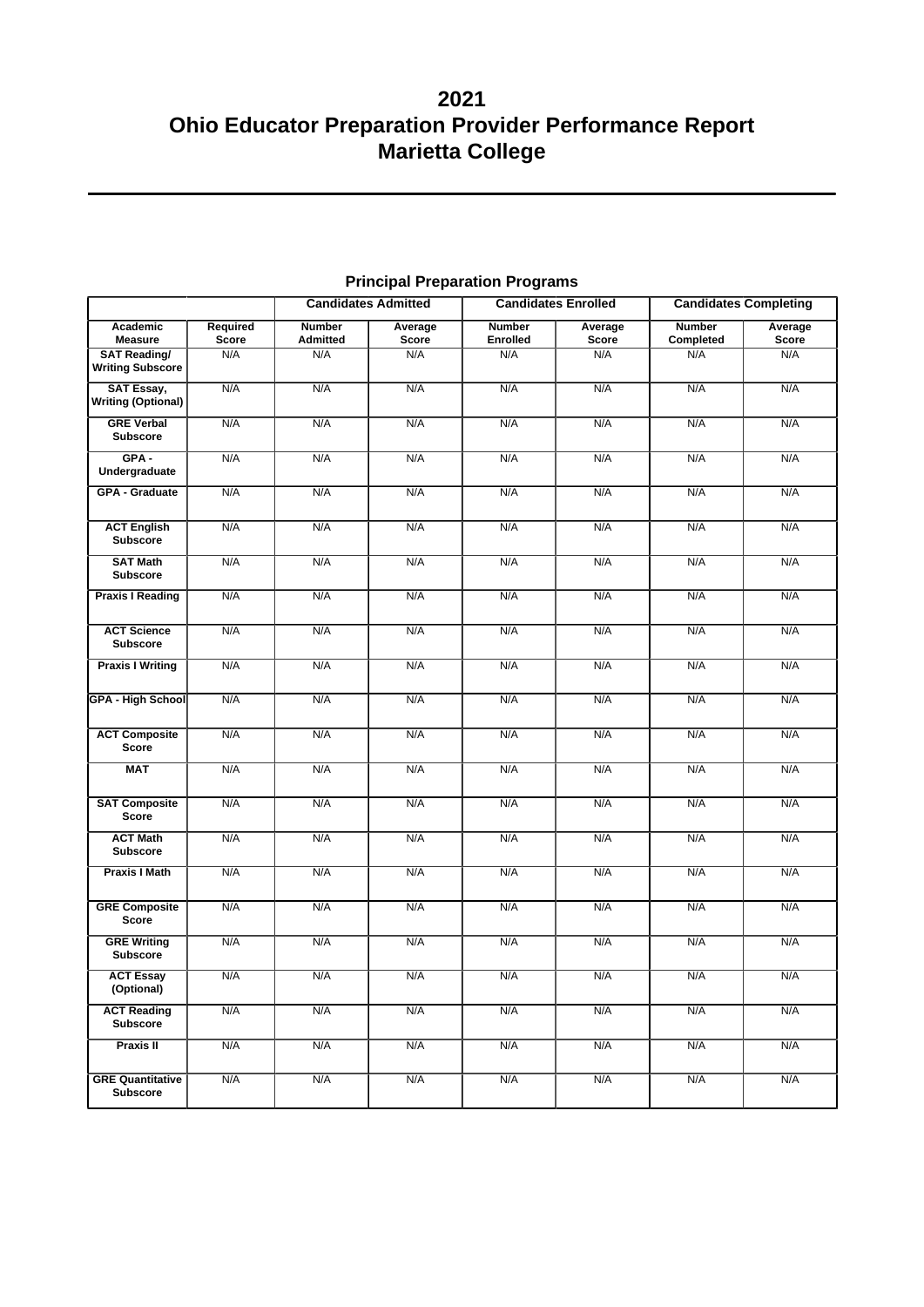# 2021
# Ohio Educator Preparation Provider Performance Report
# Marietta College

## Principal Preparation Programs

| | | Candidates Admitted | | Candidates Enrolled | | Candidates Completing | |
|---|---|---|---|---|---|---|---|
| **Academic Measure** | **Required Score** | **Number Admitted** | **Average Score** | **Number Enrolled** | **Average Score** | **Number Completed** | **Average Score** |
| **SAT Reading/ Writing Subscore** | N/A | N/A | N/A | N/A | N/A | N/A | N/A |
| **SAT Essay, Writing (Optional)** | N/A | N/A | N/A | N/A | N/A | N/A | N/A |
| **GRE Verbal Subscore** | N/A | N/A | N/A | N/A | N/A | N/A | N/A |
| **GPA - Undergraduate** | N/A | N/A | N/A | N/A | N/A | N/A | N/A |
| **GPA - Graduate** | N/A | N/A | N/A | N/A | N/A | N/A | N/A |
| **ACT English Subscore** | N/A | N/A | N/A | N/A | N/A | N/A | N/A |
| **SAT Math Subscore** | N/A | N/A | N/A | N/A | N/A | N/A | N/A |
| **Praxis I Reading** | N/A | N/A | N/A | N/A | N/A | N/A | N/A |
| **ACT Science Subscore** | N/A | N/A | N/A | N/A | N/A | N/A | N/A |
| **Praxis I Writing** | N/A | N/A | N/A | N/A | N/A | N/A | N/A |
| **GPA - High School** | N/A | N/A | N/A | N/A | N/A | N/A | N/A |
| **ACT Composite Score** | N/A | N/A | N/A | N/A | N/A | N/A | N/A |
| **MAT** | N/A | N/A | N/A | N/A | N/A | N/A | N/A |
| **SAT Composite Score** | N/A | N/A | N/A | N/A | N/A | N/A | N/A |
| **ACT Math Subscore** | N/A | N/A | N/A | N/A | N/A | N/A | N/A |
| **Praxis I Math** | N/A | N/A | N/A | N/A | N/A | N/A | N/A |
| **GRE Composite Score** | N/A | N/A | N/A | N/A | N/A | N/A | N/A |
| **GRE Writing Subscore** | N/A | N/A | N/A | N/A | N/A | N/A | N/A |
| **ACT Essay (Optional)** | N/A | N/A | N/A | N/A | N/A | N/A | N/A |
| **ACT Reading Subscore** | N/A | N/A | N/A | N/A | N/A | N/A | N/A |
| **Praxis II** | N/A | N/A | N/A | N/A | N/A | N/A | N/A |
| **GRE Quantitative Subscore** | N/A | N/A | N/A | N/A | N/A | N/A | N/A |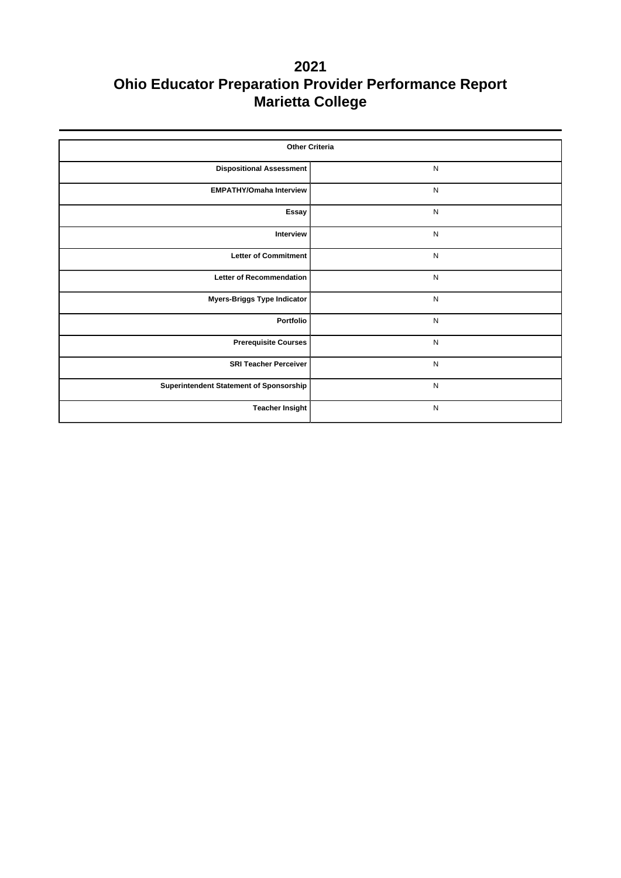# 2021
# Ohio Educator Preparation Provider Performance Report
# Marietta College

| Other Criteria | |
|---|---|
| Dispositional Assessment | N |
| EMPATHY/Omaha Interview | N |
| Essay | N |
| Interview | N |
| Letter of Commitment | N |
| Letter of Recommendation | N |
| Myers-Briggs Type Indicator | N |
| Portfolio | N |
| Prerequisite Courses | N |
| SRI Teacher Perceiver | N |
| Superintendent Statement of Sponsorship | N |
| Teacher Insight | N |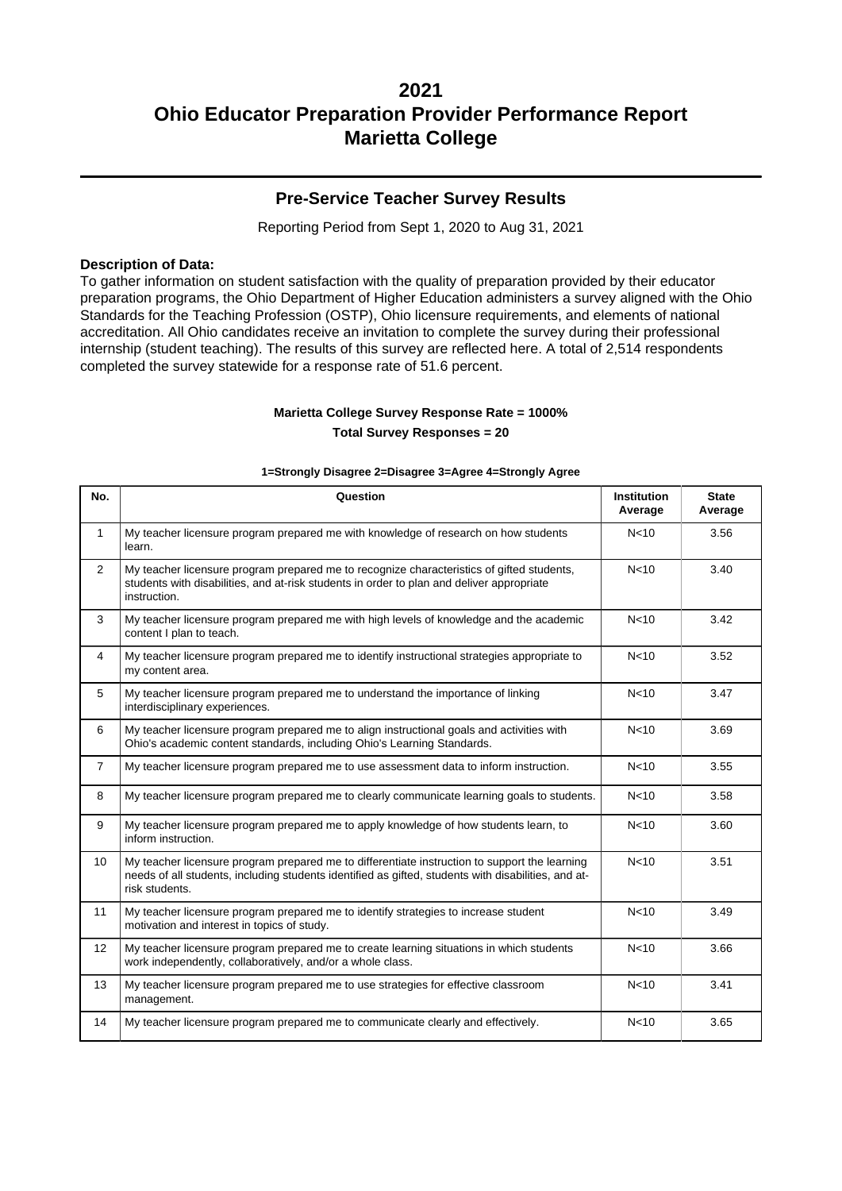# 2021
# Ohio Educator Preparation Provider Performance Report
# Marietta College

---

## Pre-Service Teacher Survey Results

Reporting Period from Sept 1, 2020 to Aug 31, 2021

**Description of Data:**
To gather information on student satisfaction with the quality of preparation provided by their educator preparation programs, the Ohio Department of Higher Education administers a survey aligned with the Ohio Standards for the Teaching Profession (OSTP), Ohio licensure requirements, and elements of national accreditation. All Ohio candidates receive an invitation to complete the survey during their professional internship (student teaching). The results of this survey are reflected here. A total of 2,514 respondents completed the survey statewide for a response rate of 51.6 percent.

**Marietta College Survey Response Rate = 1000%**

**Total Survey Responses = 20**

**1=Strongly Disagree 2=Disagree 3=Agree 4=Strongly Agree**

| No. | Question | Institution Average | State Average |
|---|---|---|---|
| 1 | My teacher licensure program prepared me with knowledge of research on how students learn. | N<10 | 3.56 |
| 2 | My teacher licensure program prepared me to recognize characteristics of gifted students, students with disabilities, and at-risk students in order to plan and deliver appropriate instruction. | N<10 | 3.40 |
| 3 | My teacher licensure program prepared me with high levels of knowledge and the academic content I plan to teach. | N<10 | 3.42 |
| 4 | My teacher licensure program prepared me to identify instructional strategies appropriate to my content area. | N<10 | 3.52 |
| 5 | My teacher licensure program prepared me to understand the importance of linking interdisciplinary experiences. | N<10 | 3.47 |
| 6 | My teacher licensure program prepared me to align instructional goals and activities with Ohio's academic content standards, including Ohio's Learning Standards. | N<10 | 3.69 |
| 7 | My teacher licensure program prepared me to use assessment data to inform instruction. | N<10 | 3.55 |
| 8 | My teacher licensure program prepared me to clearly communicate learning goals to students. | N<10 | 3.58 |
| 9 | My teacher licensure program prepared me to apply knowledge of how students learn, to inform instruction. | N<10 | 3.60 |
| 10 | My teacher licensure program prepared me to differentiate instruction to support the learning needs of all students, including students identified as gifted, students with disabilities, and at-risk students. | N<10 | 3.51 |
| 11 | My teacher licensure program prepared me to identify strategies to increase student motivation and interest in topics of study. | N<10 | 3.49 |
| 12 | My teacher licensure program prepared me to create learning situations in which students work independently, collaboratively, and/or a whole class. | N<10 | 3.66 |
| 13 | My teacher licensure program prepared me to use strategies for effective classroom management. | N<10 | 3.41 |
| 14 | My teacher licensure program prepared me to communicate clearly and effectively. | N<10 | 3.65 |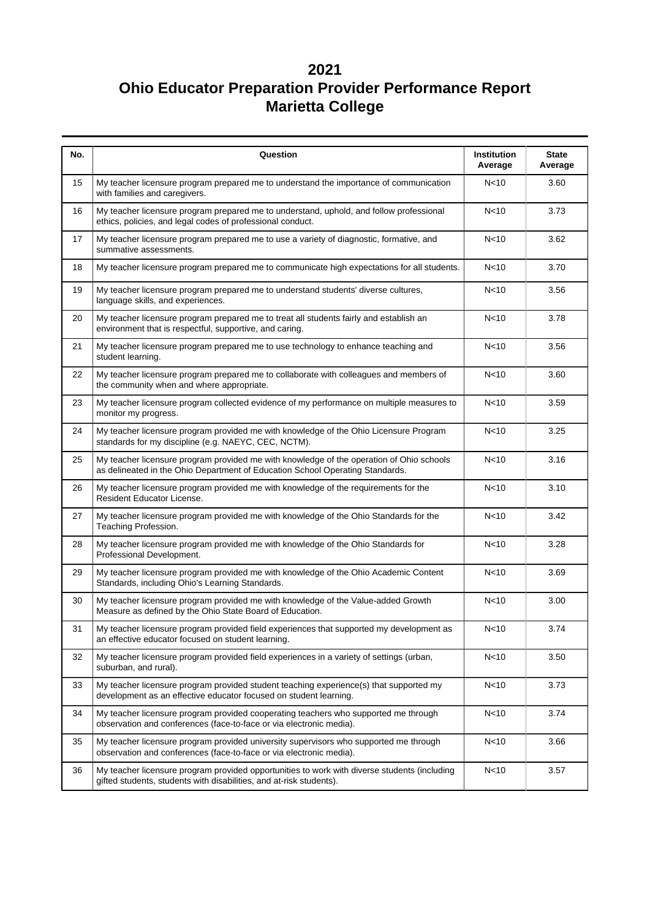# 2021
# Ohio Educator Preparation Provider Performance Report
# Marietta College

| No. | Question | Institution Average | State Average |
|---|---|---|---|
| 15 | My teacher licensure program prepared me to understand the importance of communication with families and caregivers. | N<10 | 3.60 |
| 16 | My teacher licensure program prepared me to understand, uphold, and follow professional ethics, policies, and legal codes of professional conduct. | N<10 | 3.73 |
| 17 | My teacher licensure program prepared me to use a variety of diagnostic, formative, and summative assessments. | N<10 | 3.62 |
| 18 | My teacher licensure program prepared me to communicate high expectations for all students. | N<10 | 3.70 |
| 19 | My teacher licensure program prepared me to understand students' diverse cultures, language skills, and experiences. | N<10 | 3.56 |
| 20 | My teacher licensure program prepared me to treat all students fairly and establish an environment that is respectful, supportive, and caring. | N<10 | 3.78 |
| 21 | My teacher licensure program prepared me to use technology to enhance teaching and student learning. | N<10 | 3.56 |
| 22 | My teacher licensure program prepared me to collaborate with colleagues and members of the community when and where appropriate. | N<10 | 3.60 |
| 23 | My teacher licensure program collected evidence of my performance on multiple measures to monitor my progress. | N<10 | 3.59 |
| 24 | My teacher licensure program provided me with knowledge of the Ohio Licensure Program standards for my discipline (e.g. NAEYC, CEC, NCTM). | N<10 | 3.25 |
| 25 | My teacher licensure program provided me with knowledge of the operation of Ohio schools as delineated in the Ohio Department of Education School Operating Standards. | N<10 | 3.16 |
| 26 | My teacher licensure program provided me with knowledge of the requirements for the Resident Educator License. | N<10 | 3.10 |
| 27 | My teacher licensure program provided me with knowledge of the Ohio Standards for the Teaching Profession. | N<10 | 3.42 |
| 28 | My teacher licensure program provided me with knowledge of the Ohio Standards for Professional Development. | N<10 | 3.28 |
| 29 | My teacher licensure program provided me with knowledge of the Ohio Academic Content Standards, including Ohio's Learning Standards. | N<10 | 3.69 |
| 30 | My teacher licensure program provided me with knowledge of the Value-added Growth Measure as defined by the Ohio State Board of Education. | N<10 | 3.00 |
| 31 | My teacher licensure program provided field experiences that supported my development as an effective educator focused on student learning. | N<10 | 3.74 |
| 32 | My teacher licensure program provided field experiences in a variety of settings (urban, suburban, and rural). | N<10 | 3.50 |
| 33 | My teacher licensure program provided student teaching experience(s) that supported my development as an effective educator focused on student learning. | N<10 | 3.73 |
| 34 | My teacher licensure program provided cooperating teachers who supported me through observation and conferences (face-to-face or via electronic media). | N<10 | 3.74 |
| 35 | My teacher licensure program provided university supervisors who supported me through observation and conferences (face-to-face or via electronic media). | N<10 | 3.66 |
| 36 | My teacher licensure program provided opportunities to work with diverse students (including gifted students, students with disabilities, and at-risk students). | N<10 | 3.57 |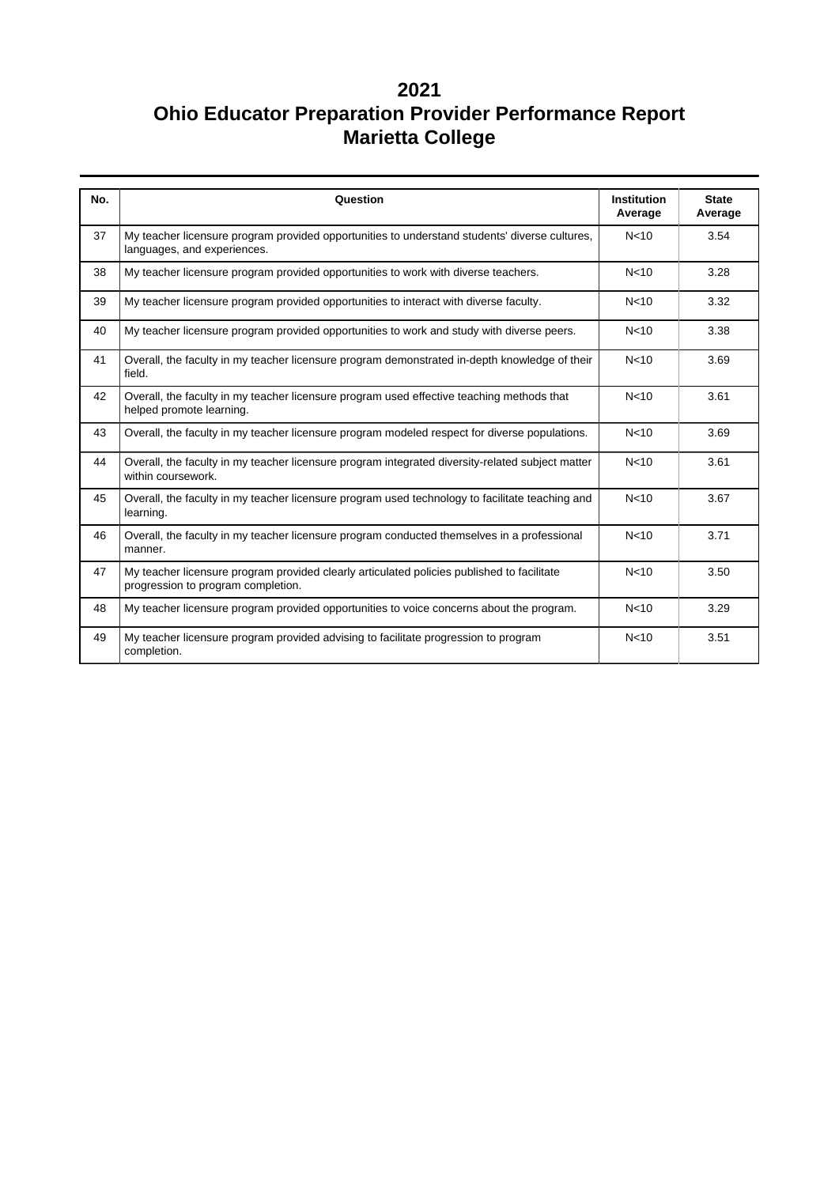# 2021
# Ohio Educator Preparation Provider Performance Report
# Marietta College

| No. | Question | Institution Average | State Average |
|---|---|---|---|
| 37 | My teacher licensure program provided opportunities to understand students' diverse cultures, languages, and experiences. | N<10 | 3.54 |
| 38 | My teacher licensure program provided opportunities to work with diverse teachers. | N<10 | 3.28 |
| 39 | My teacher licensure program provided opportunities to interact with diverse faculty. | N<10 | 3.32 |
| 40 | My teacher licensure program provided opportunities to work and study with diverse peers. | N<10 | 3.38 |
| 41 | Overall, the faculty in my teacher licensure program demonstrated in-depth knowledge of their field. | N<10 | 3.69 |
| 42 | Overall, the faculty in my teacher licensure program used effective teaching methods that helped promote learning. | N<10 | 3.61 |
| 43 | Overall, the faculty in my teacher licensure program modeled respect for diverse populations. | N<10 | 3.69 |
| 44 | Overall, the faculty in my teacher licensure program integrated diversity-related subject matter within coursework. | N<10 | 3.61 |
| 45 | Overall, the faculty in my teacher licensure program used technology to facilitate teaching and learning. | N<10 | 3.67 |
| 46 | Overall, the faculty in my teacher licensure program conducted themselves in a professional manner. | N<10 | 3.71 |
| 47 | My teacher licensure program provided clearly articulated policies published to facilitate progression to program completion. | N<10 | 3.50 |
| 48 | My teacher licensure program provided opportunities to voice concerns about the program. | N<10 | 3.29 |
| 49 | My teacher licensure program provided advising to facilitate progression to program completion. | N<10 | 3.51 |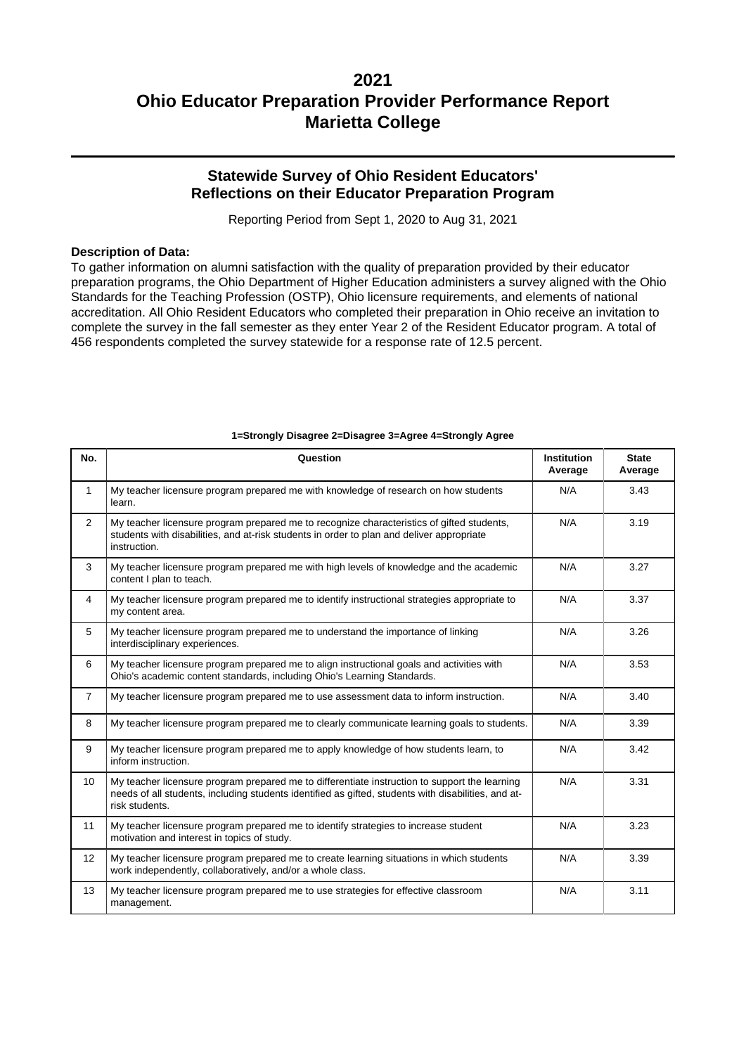# 2021
# Ohio Educator Preparation Provider Performance Report
# Marietta College

## Statewide Survey of Ohio Resident Educators' Reflections on their Educator Preparation Program

Reporting Period from Sept 1, 2020 to Aug 31, 2021

**Description of Data:**

To gather information on alumni satisfaction with the quality of preparation provided by their educator preparation programs, the Ohio Department of Higher Education administers a survey aligned with the Ohio Standards for the Teaching Profession (OSTP), Ohio licensure requirements, and elements of national accreditation. All Ohio Resident Educators who completed their preparation in Ohio receive an invitation to complete the survey in the fall semester as they enter Year 2 of the Resident Educator program. A total of 456 respondents completed the survey statewide for a response rate of 12.5 percent.

**1=Strongly Disagree 2=Disagree 3=Agree 4=Strongly Agree**

| No. | Question | Institution Average | State Average |
|---|---|---|---|
| 1 | My teacher licensure program prepared me with knowledge of research on how students learn. | N/A | 3.43 |
| 2 | My teacher licensure program prepared me to recognize characteristics of gifted students, students with disabilities, and at-risk students in order to plan and deliver appropriate instruction. | N/A | 3.19 |
| 3 | My teacher licensure program prepared me with high levels of knowledge and the academic content I plan to teach. | N/A | 3.27 |
| 4 | My teacher licensure program prepared me to identify instructional strategies appropriate to my content area. | N/A | 3.37 |
| 5 | My teacher licensure program prepared me to understand the importance of linking interdisciplinary experiences. | N/A | 3.26 |
| 6 | My teacher licensure program prepared me to align instructional goals and activities with Ohio's academic content standards, including Ohio's Learning Standards. | N/A | 3.53 |
| 7 | My teacher licensure program prepared me to use assessment data to inform instruction. | N/A | 3.40 |
| 8 | My teacher licensure program prepared me to clearly communicate learning goals to students. | N/A | 3.39 |
| 9 | My teacher licensure program prepared me to apply knowledge of how students learn, to inform instruction. | N/A | 3.42 |
| 10 | My teacher licensure program prepared me to differentiate instruction to support the learning needs of all students, including students identified as gifted, students with disabilities, and at-risk students. | N/A | 3.31 |
| 11 | My teacher licensure program prepared me to identify strategies to increase student motivation and interest in topics of study. | N/A | 3.23 |
| 12 | My teacher licensure program prepared me to create learning situations in which students work independently, collaboratively, and/or a whole class. | N/A | 3.39 |
| 13 | My teacher licensure program prepared me to use strategies for effective classroom management. | N/A | 3.11 |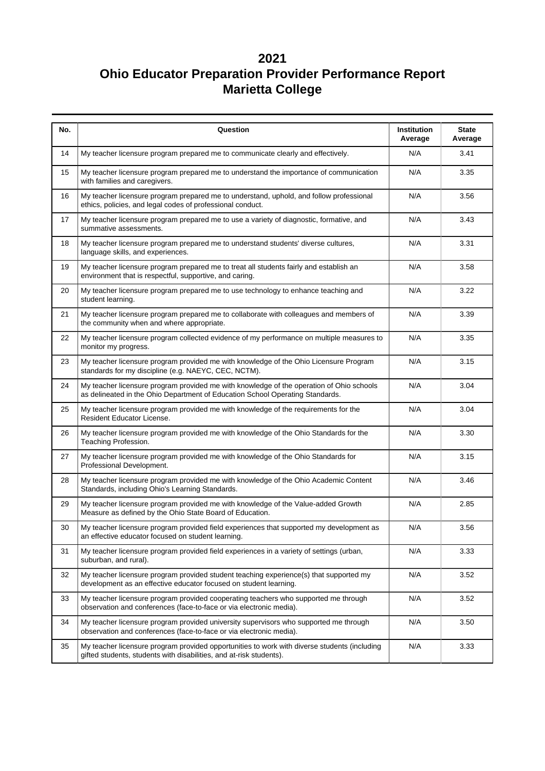# 2021
# Ohio Educator Preparation Provider Performance Report
# Marietta College

| No. | Question | Institution Average | State Average |
|---|---|---|---|
| 14 | My teacher licensure program prepared me to communicate clearly and effectively. | N/A | 3.41 |
| 15 | My teacher licensure program prepared me to understand the importance of communication with families and caregivers. | N/A | 3.35 |
| 16 | My teacher licensure program prepared me to understand, uphold, and follow professional ethics, policies, and legal codes of professional conduct. | N/A | 3.56 |
| 17 | My teacher licensure program prepared me to use a variety of diagnostic, formative, and summative assessments. | N/A | 3.43 |
| 18 | My teacher licensure program prepared me to understand students' diverse cultures, language skills, and experiences. | N/A | 3.31 |
| 19 | My teacher licensure program prepared me to treat all students fairly and establish an environment that is respectful, supportive, and caring. | N/A | 3.58 |
| 20 | My teacher licensure program prepared me to use technology to enhance teaching and student learning. | N/A | 3.22 |
| 21 | My teacher licensure program prepared me to collaborate with colleagues and members of the community when and where appropriate. | N/A | 3.39 |
| 22 | My teacher licensure program collected evidence of my performance on multiple measures to monitor my progress. | N/A | 3.35 |
| 23 | My teacher licensure program provided me with knowledge of the Ohio Licensure Program standards for my discipline (e.g. NAEYC, CEC, NCTM). | N/A | 3.15 |
| 24 | My teacher licensure program provided me with knowledge of the operation of Ohio schools as delineated in the Ohio Department of Education School Operating Standards. | N/A | 3.04 |
| 25 | My teacher licensure program provided me with knowledge of the requirements for the Resident Educator License. | N/A | 3.04 |
| 26 | My teacher licensure program provided me with knowledge of the Ohio Standards for the Teaching Profession. | N/A | 3.30 |
| 27 | My teacher licensure program provided me with knowledge of the Ohio Standards for Professional Development. | N/A | 3.15 |
| 28 | My teacher licensure program provided me with knowledge of the Ohio Academic Content Standards, including Ohio's Learning Standards. | N/A | 3.46 |
| 29 | My teacher licensure program provided me with knowledge of the Value-added Growth Measure as defined by the Ohio State Board of Education. | N/A | 2.85 |
| 30 | My teacher licensure program provided field experiences that supported my development as an effective educator focused on student learning. | N/A | 3.56 |
| 31 | My teacher licensure program provided field experiences in a variety of settings (urban, suburban, and rural). | N/A | 3.33 |
| 32 | My teacher licensure program provided student teaching experience(s) that supported my development as an effective educator focused on student learning. | N/A | 3.52 |
| 33 | My teacher licensure program provided cooperating teachers who supported me through observation and conferences (face-to-face or via electronic media). | N/A | 3.52 |
| 34 | My teacher licensure program provided university supervisors who supported me through observation and conferences (face-to-face or via electronic media). | N/A | 3.50 |
| 35 | My teacher licensure program provided opportunities to work with diverse students (including gifted students, students with disabilities, and at-risk students). | N/A | 3.33 |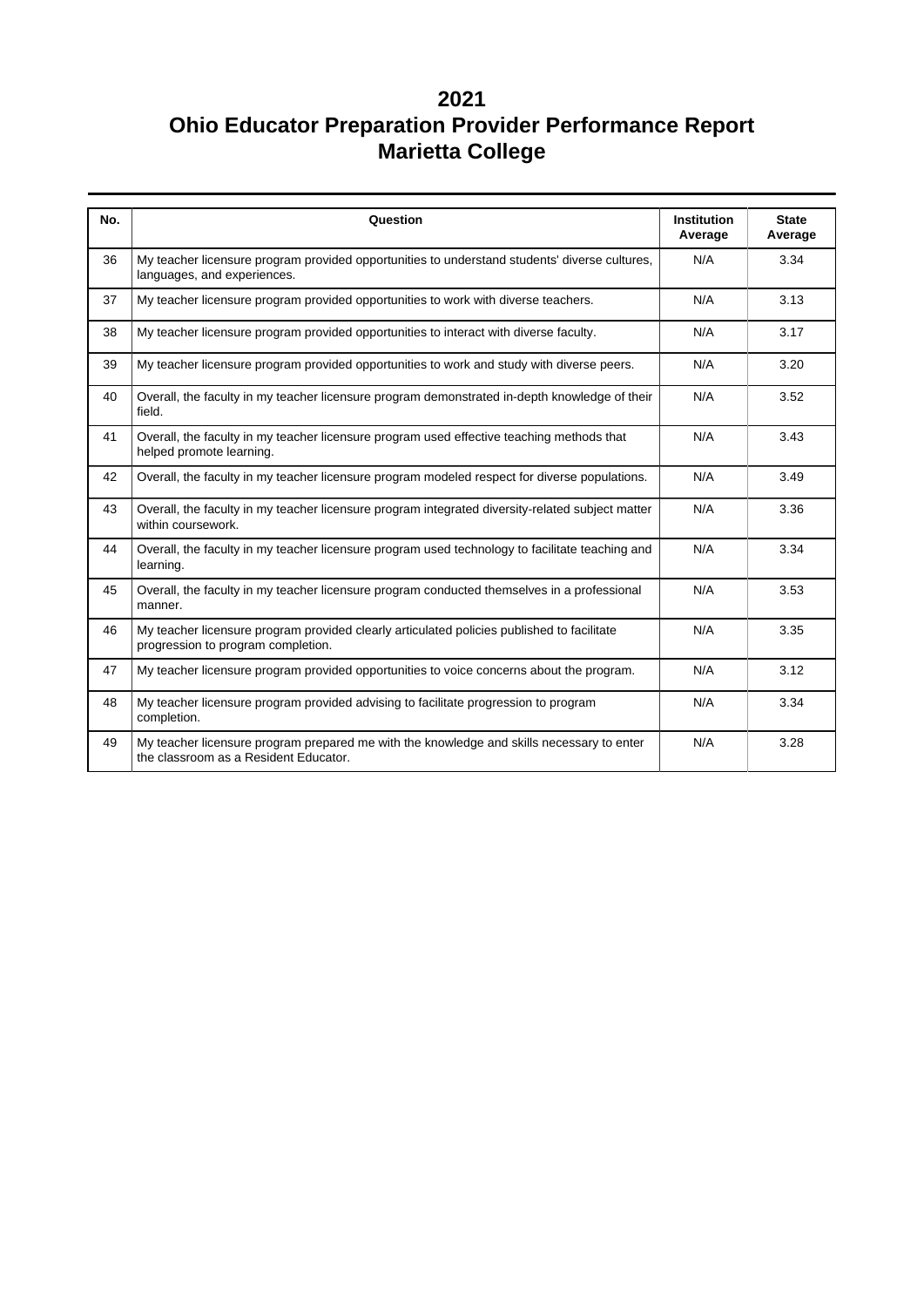# 2021
# Ohio Educator Preparation Provider Performance Report
# Marietta College

| No. | Question | Institution Average | State Average |
|---|---|---|---|
| 36 | My teacher licensure program provided opportunities to understand students' diverse cultures, languages, and experiences. | N/A | 3.34 |
| 37 | My teacher licensure program provided opportunities to work with diverse teachers. | N/A | 3.13 |
| 38 | My teacher licensure program provided opportunities to interact with diverse faculty. | N/A | 3.17 |
| 39 | My teacher licensure program provided opportunities to work and study with diverse peers. | N/A | 3.20 |
| 40 | Overall, the faculty in my teacher licensure program demonstrated in-depth knowledge of their field. | N/A | 3.52 |
| 41 | Overall, the faculty in my teacher licensure program used effective teaching methods that helped promote learning. | N/A | 3.43 |
| 42 | Overall, the faculty in my teacher licensure program modeled respect for diverse populations. | N/A | 3.49 |
| 43 | Overall, the faculty in my teacher licensure program integrated diversity-related subject matter within coursework. | N/A | 3.36 |
| 44 | Overall, the faculty in my teacher licensure program used technology to facilitate teaching and learning. | N/A | 3.34 |
| 45 | Overall, the faculty in my teacher licensure program conducted themselves in a professional manner. | N/A | 3.53 |
| 46 | My teacher licensure program provided clearly articulated policies published to facilitate progression to program completion. | N/A | 3.35 |
| 47 | My teacher licensure program provided opportunities to voice concerns about the program. | N/A | 3.12 |
| 48 | My teacher licensure program provided advising to facilitate progression to program completion. | N/A | 3.34 |
| 49 | My teacher licensure program prepared me with the knowledge and skills necessary to enter the classroom as a Resident Educator. | N/A | 3.28 |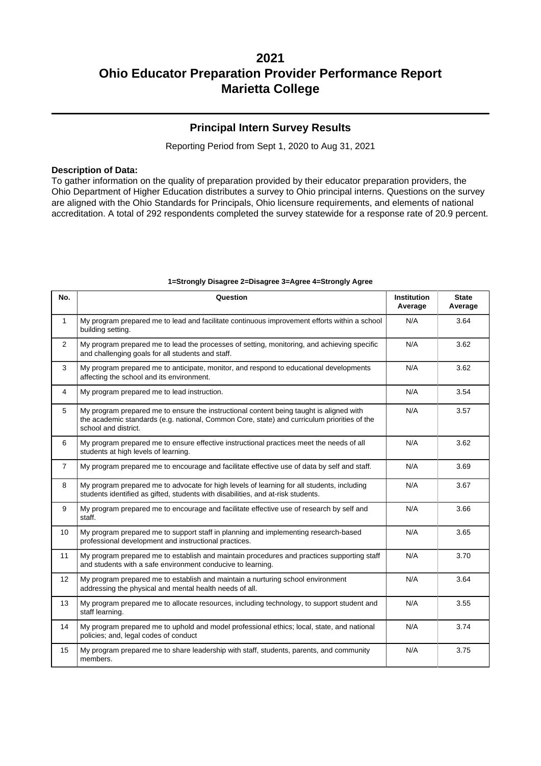# 2021
# Ohio Educator Preparation Provider Performance Report
# Marietta College

## Principal Intern Survey Results

Reporting Period from Sept 1, 2020 to Aug 31, 2021

**Description of Data:**
To gather information on the quality of preparation provided by their educator preparation providers, the Ohio Department of Higher Education distributes a survey to Ohio principal interns. Questions on the survey are aligned with the Ohio Standards for Principals, Ohio licensure requirements, and elements of national accreditation. A total of 292 respondents completed the survey statewide for a response rate of 20.9 percent.

**1=Strongly Disagree 2=Disagree 3=Agree 4=Strongly Agree**

| No. | Question | Institution Average | State Average |
|---|---|---|---|
| 1 | My program prepared me to lead and facilitate continuous improvement efforts within a school building setting. | N/A | 3.64 |
| 2 | My program prepared me to lead the processes of setting, monitoring, and achieving specific and challenging goals for all students and staff. | N/A | 3.62 |
| 3 | My program prepared me to anticipate, monitor, and respond to educational developments affecting the school and its environment. | N/A | 3.62 |
| 4 | My program prepared me to lead instruction. | N/A | 3.54 |
| 5 | My program prepared me to ensure the instructional content being taught is aligned with the academic standards (e.g. national, Common Core, state) and curriculum priorities of the school and district. | N/A | 3.57 |
| 6 | My program prepared me to ensure effective instructional practices meet the needs of all students at high levels of learning. | N/A | 3.62 |
| 7 | My program prepared me to encourage and facilitate effective use of data by self and staff. | N/A | 3.69 |
| 8 | My program prepared me to advocate for high levels of learning for all students, including students identified as gifted, students with disabilities, and at-risk students. | N/A | 3.67 |
| 9 | My program prepared me to encourage and facilitate effective use of research by self and staff. | N/A | 3.66 |
| 10 | My program prepared me to support staff in planning and implementing research-based professional development and instructional practices. | N/A | 3.65 |
| 11 | My program prepared me to establish and maintain procedures and practices supporting staff and students with a safe environment conducive to learning. | N/A | 3.70 |
| 12 | My program prepared me to establish and maintain a nurturing school environment addressing the physical and mental health needs of all. | N/A | 3.64 |
| 13 | My program prepared me to allocate resources, including technology, to support student and staff learning. | N/A | 3.55 |
| 14 | My program prepared me to uphold and model professional ethics; local, state, and national policies; and, legal codes of conduct | N/A | 3.74 |
| 15 | My program prepared me to share leadership with staff, students, parents, and community members. | N/A | 3.75 |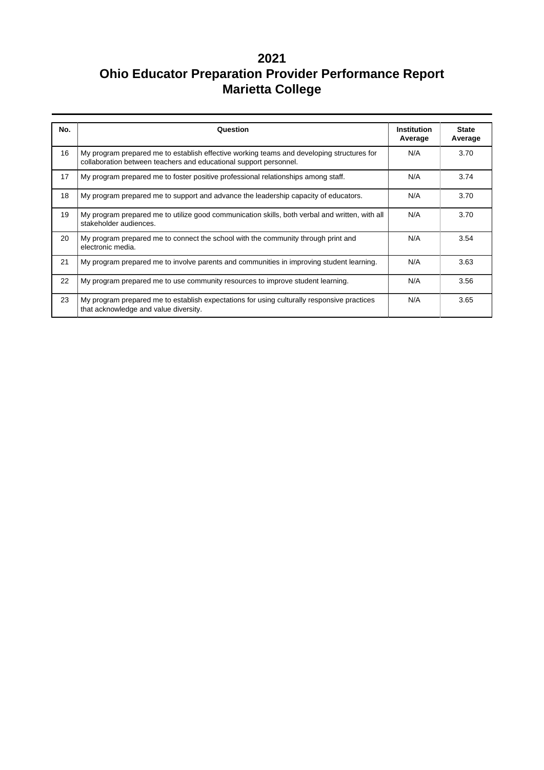# 2021
# Ohio Educator Preparation Provider Performance Report
# Marietta College

| No. | Question | Institution Average | State Average |
|---|---|---|---|
| 16 | My program prepared me to establish effective working teams and developing structures for collaboration between teachers and educational support personnel. | N/A | 3.70 |
| 17 | My program prepared me to foster positive professional relationships among staff. | N/A | 3.74 |
| 18 | My program prepared me to support and advance the leadership capacity of educators. | N/A | 3.70 |
| 19 | My program prepared me to utilize good communication skills, both verbal and written, with all stakeholder audiences. | N/A | 3.70 |
| 20 | My program prepared me to connect the school with the community through print and electronic media. | N/A | 3.54 |
| 21 | My program prepared me to involve parents and communities in improving student learning. | N/A | 3.63 |
| 22 | My program prepared me to use community resources to improve student learning. | N/A | 3.56 |
| 23 | My program prepared me to establish expectations for using culturally responsive practices that acknowledge and value diversity. | N/A | 3.65 |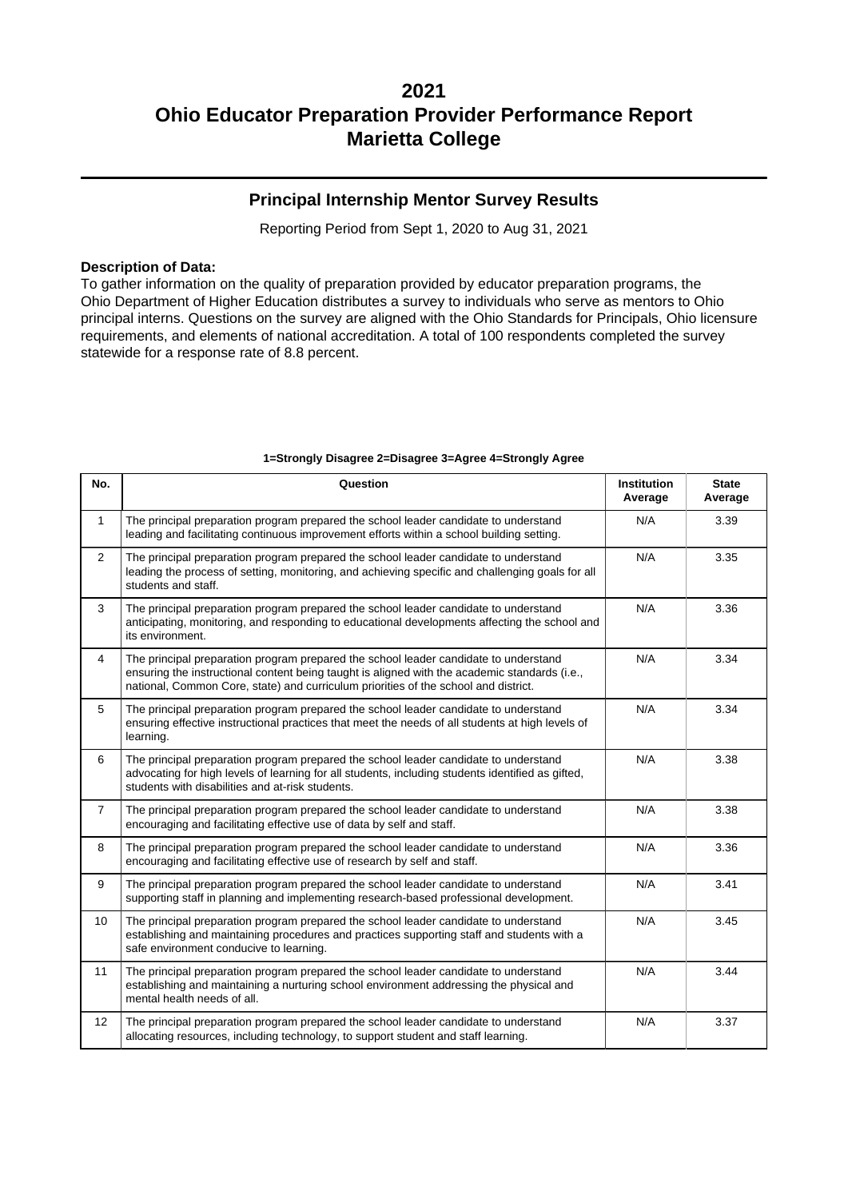# 2021
# Ohio Educator Preparation Provider Performance Report
# Marietta College

## Principal Internship Mentor Survey Results

Reporting Period from Sept 1, 2020 to Aug 31, 2021

**Description of Data:**
To gather information on the quality of preparation provided by educator preparation programs, the Ohio Department of Higher Education distributes a survey to individuals who serve as mentors to Ohio principal interns. Questions on the survey are aligned with the Ohio Standards for Principals, Ohio licensure requirements, and elements of national accreditation. A total of 100 respondents completed the survey statewide for a response rate of 8.8 percent.

**1=Strongly Disagree 2=Disagree 3=Agree 4=Strongly Agree**

| No. | Question | Institution Average | State Average |
|---|---|---|---|
| 1 | The principal preparation program prepared the school leader candidate to understand leading and facilitating continuous improvement efforts within a school building setting. | N/A | 3.39 |
| 2 | The principal preparation program prepared the school leader candidate to understand leading the process of setting, monitoring, and achieving specific and challenging goals for all students and staff. | N/A | 3.35 |
| 3 | The principal preparation program prepared the school leader candidate to understand anticipating, monitoring, and responding to educational developments affecting the school and its environment. | N/A | 3.36 |
| 4 | The principal preparation program prepared the school leader candidate to understand ensuring the instructional content being taught is aligned with the academic standards (i.e., national, Common Core, state) and curriculum priorities of the school and district. | N/A | 3.34 |
| 5 | The principal preparation program prepared the school leader candidate to understand ensuring effective instructional practices that meet the needs of all students at high levels of learning. | N/A | 3.34 |
| 6 | The principal preparation program prepared the school leader candidate to understand advocating for high levels of learning for all students, including students identified as gifted, students with disabilities and at-risk students. | N/A | 3.38 |
| 7 | The principal preparation program prepared the school leader candidate to understand encouraging and facilitating effective use of data by self and staff. | N/A | 3.38 |
| 8 | The principal preparation program prepared the school leader candidate to understand encouraging and facilitating effective use of research by self and staff. | N/A | 3.36 |
| 9 | The principal preparation program prepared the school leader candidate to understand supporting staff in planning and implementing research-based professional development. | N/A | 3.41 |
| 10 | The principal preparation program prepared the school leader candidate to understand establishing and maintaining procedures and practices supporting staff and students with a safe environment conducive to learning. | N/A | 3.45 |
| 11 | The principal preparation program prepared the school leader candidate to understand establishing and maintaining a nurturing school environment addressing the physical and mental health needs of all. | N/A | 3.44 |
| 12 | The principal preparation program prepared the school leader candidate to understand allocating resources, including technology, to support student and staff learning. | N/A | 3.37 |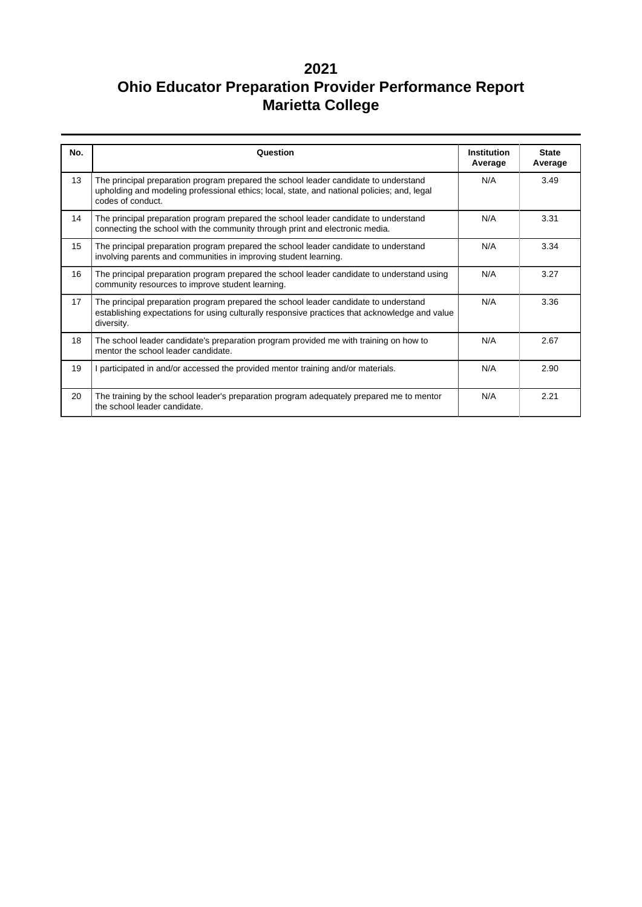# 2021
# Ohio Educator Preparation Provider Performance Report
# Marietta College

| No. | Question | Institution Average | State Average |
|---|---|---|---|
| 13 | The principal preparation program prepared the school leader candidate to understand upholding and modeling professional ethics; local, state, and national policies; and, legal codes of conduct. | N/A | 3.49 |
| 14 | The principal preparation program prepared the school leader candidate to understand connecting the school with the community through print and electronic media. | N/A | 3.31 |
| 15 | The principal preparation program prepared the school leader candidate to understand involving parents and communities in improving student learning. | N/A | 3.34 |
| 16 | The principal preparation program prepared the school leader candidate to understand using community resources to improve student learning. | N/A | 3.27 |
| 17 | The principal preparation program prepared the school leader candidate to understand establishing expectations for using culturally responsive practices that acknowledge and value diversity. | N/A | 3.36 |
| 18 | The school leader candidate's preparation program provided me with training on how to mentor the school leader candidate. | N/A | 2.67 |
| 19 | I participated in and/or accessed the provided mentor training and/or materials. | N/A | 2.90 |
| 20 | The training by the school leader's preparation program adequately prepared me to mentor the school leader candidate. | N/A | 2.21 |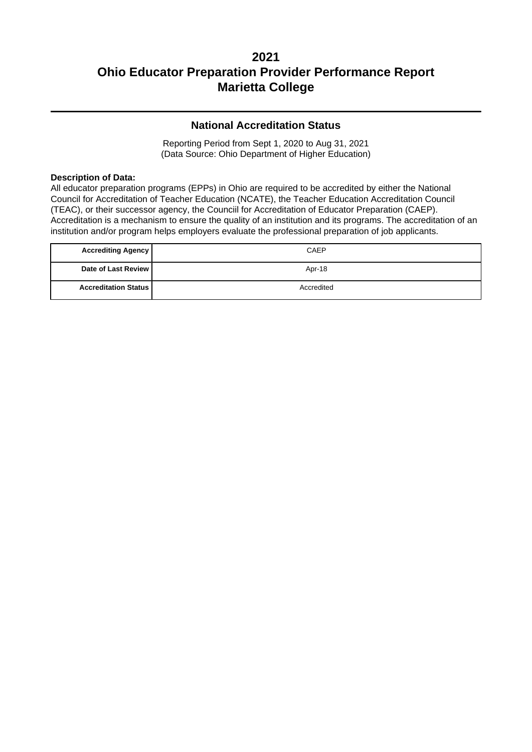# 2021
# Ohio Educator Preparation Provider Performance Report
# Marietta College

## National Accreditation Status

Reporting Period from Sept 1, 2020 to Aug 31, 2021
(Data Source: Ohio Department of Higher Education)

**Description of Data:**
All educator preparation programs (EPPs) in Ohio are required to be accredited by either the National Council for Accreditation of Teacher Education (NCATE), the Teacher Education Accreditation Council (TEAC), or their successor agency, the Counciil for Accreditation of Educator Preparation (CAEP). Accreditation is a mechanism to ensure the quality of an institution and its programs. The accreditation of an institution and/or program helps employers evaluate the professional preparation of job applicants.

| | |
|---|---|
| **Accrediting Agency** | CAEP |
| **Date of Last Review** | Apr-18 |
| **Accreditation Status** | Accredited |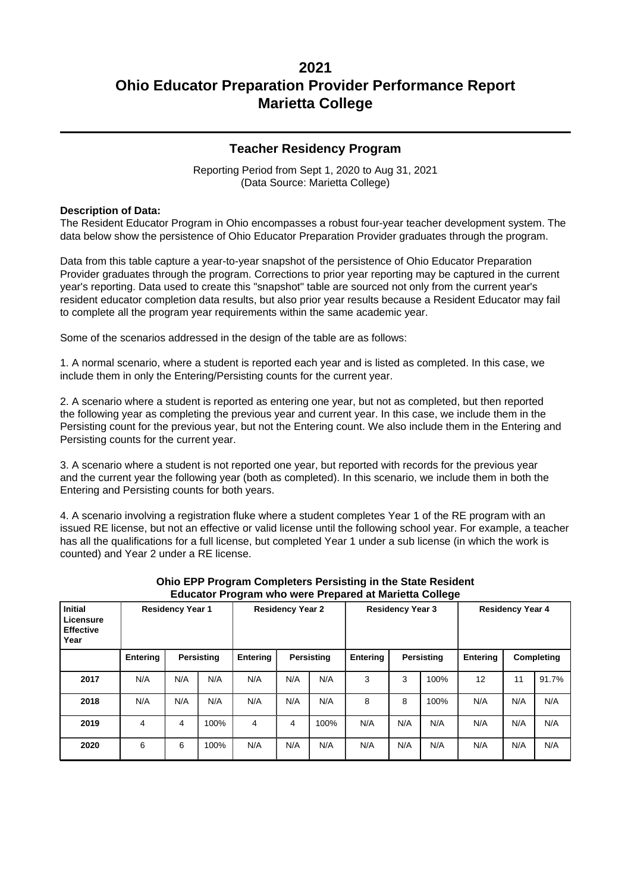# 2021
# Ohio Educator Preparation Provider Performance Report
# Marietta College

## Teacher Residency Program

Reporting Period from Sept 1, 2020 to Aug 31, 2021
(Data Source: Marietta College)

**Description of Data:**

The Resident Educator Program in Ohio encompasses a robust four-year teacher development system. The data below show the persistence of Ohio Educator Preparation Provider graduates through the program.

Data from this table capture a year-to-year snapshot of the persistence of Ohio Educator Preparation Provider graduates through the program. Corrections to prior year reporting may be captured in the current year's reporting. Data used to create this "snapshot" table are sourced not only from the current year's resident educator completion data results, but also prior year results because a Resident Educator may fail to complete all the program year requirements within the same academic year.

Some of the scenarios addressed in the design of the table are as follows:

1. A normal scenario, where a student is reported each year and is listed as completed. In this case, we include them in only the Entering/Persisting counts for the current year.

2. A scenario where a student is reported as entering one year, but not as completed, but then reported the following year as completing the previous year and current year. In this case, we include them in the Persisting count for the previous year, but not the Entering count. We also include them in the Entering and Persisting counts for the current year.

3. A scenario where a student is not reported one year, but reported with records for the previous year and the current year the following year (both as completed). In this scenario, we include them in both the Entering and Persisting counts for both years.

4. A scenario involving a registration fluke where a student completes Year 1 of the RE program with an issued RE license, but not an effective or valid license until the following school year. For example, a teacher has all the qualifications for a full license, but completed Year 1 under a sub license (in which the work is counted) and Year 2 under a RE license.

**Ohio EPP Program Completers Persisting in the State Resident Educator Program who were Prepared at Marietta College**

| Initial Licensure Effective Year | Residency Year 1 | | | Residency Year 2 | | | Residency Year 3 | | | Residency Year 4 | | |
|---|---|---|---|---|---|---|---|---|---|---|---|---|
| | Entering | Persisting | | Entering | Persisting | | Entering | Persisting | | Entering | Completing | |
| 2017 | N/A | N/A | N/A | N/A | N/A | N/A | 3 | 3 | 100% | 12 | 11 | 91.7% |
| 2018 | N/A | N/A | N/A | N/A | N/A | N/A | 8 | 8 | 100% | N/A | N/A | N/A |
| 2019 | 4 | 4 | 100% | 4 | 4 | 100% | N/A | N/A | N/A | N/A | N/A | N/A |
| 2020 | 6 | 6 | 100% | N/A | N/A | N/A | N/A | N/A | N/A | N/A | N/A | N/A |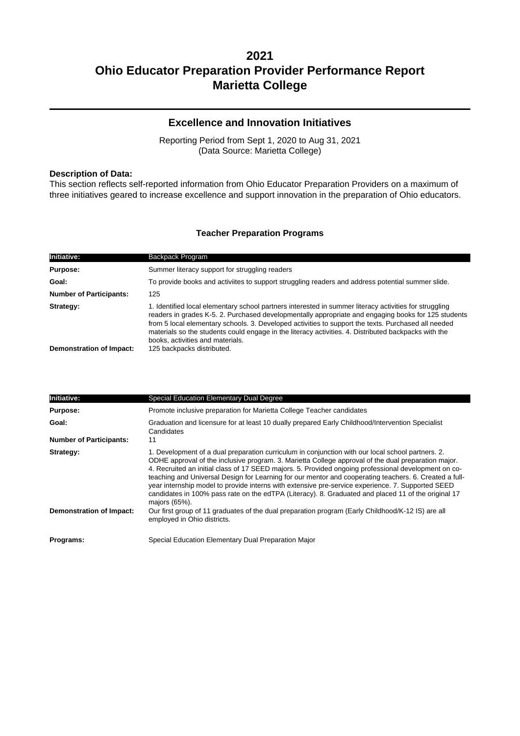# 2021
# Ohio Educator Preparation Provider Performance Report
# Marietta College

## Excellence and Innovation Initiatives

Reporting Period from Sept 1, 2020 to Aug 31, 2021
(Data Source: Marietta College)

**Description of Data:**
This section reflects self-reported information from Ohio Educator Preparation Providers on a maximum of three initiatives geared to increase excellence and support innovation in the preparation of Ohio educators.

### Teacher Preparation Programs

| | |
|---|---|
| **Initiative:** | Backpack Program |
| **Purpose:** | Summer literacy support for struggling readers |
| **Goal:** | To provide books and activiites to support struggling readers and address potential summer slide. |
| **Number of Participants:** | 125 |
| **Strategy:** | 1. Identified local elementary school partners interested in summer literacy activities for struggling readers in grades K-5. 2. Purchased developmentally appropriate and engaging books for 125 students from 5 local elementary schools. 3. Developed activities to support the texts. Purchased all needed materials so the students could engage in the literacy activities. 4. Distributed backpacks with the books, activities and materials. |
| **Demonstration of Impact:** | 125 backpacks distributed. |

| | |
|---|---|
| **Initiative:** | Special Education Elementary Dual Degree |
| **Purpose:** | Promote inclusive preparation for Marietta College Teacher candidates |
| **Goal:** | Graduation and licensure for at least 10 dually prepared Early Childhood/Intervention Specialist Candidates |
| **Number of Participants:** | 11 |
| **Strategy:** | 1. Development of a dual preparation curriculum in conjunction with our local school partners. 2. ODHE approval of the inclusive program. 3. Marietta College approval of the dual preparation major. 4. Recruited an initial class of 17 SEED majors. 5. Provided ongoing professional development on co-teaching and Universal Design for Learning for our mentor and cooperating teachers. 6. Created a full-year internship model to provide interns with extensive pre-service experience. 7. Supported SEED candidates in 100% pass rate on the edTPA (Literacy). 8. Graduated and placed 11 of the original 17 majors (65%). |
| **Demonstration of Impact:** | Our first group of 11 graduates of the dual preparation program (Early Childhood/K-12 IS) are all employed in Ohio districts. |
| **Programs:** | Special Education Elementary Dual Preparation Major |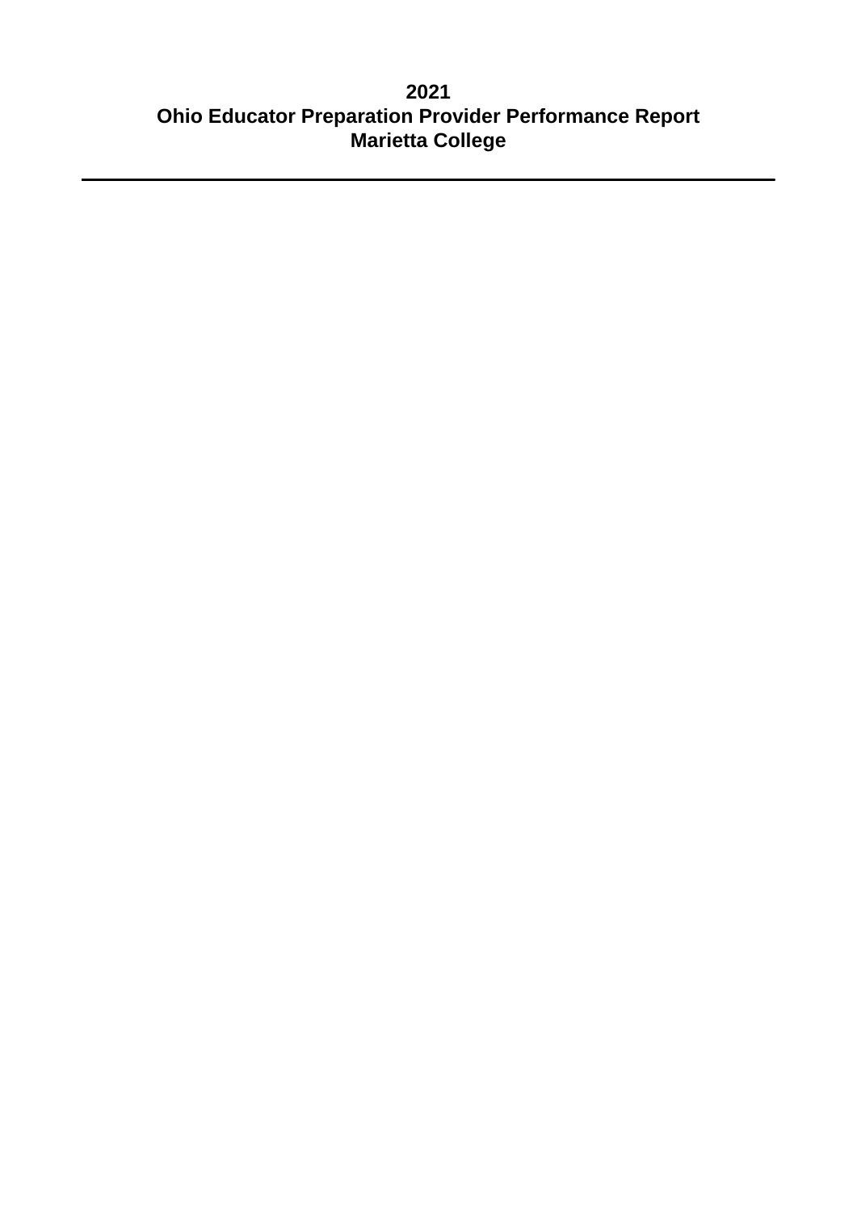# 2021
# Ohio Educator Preparation Provider Performance Report
# Marietta College

---